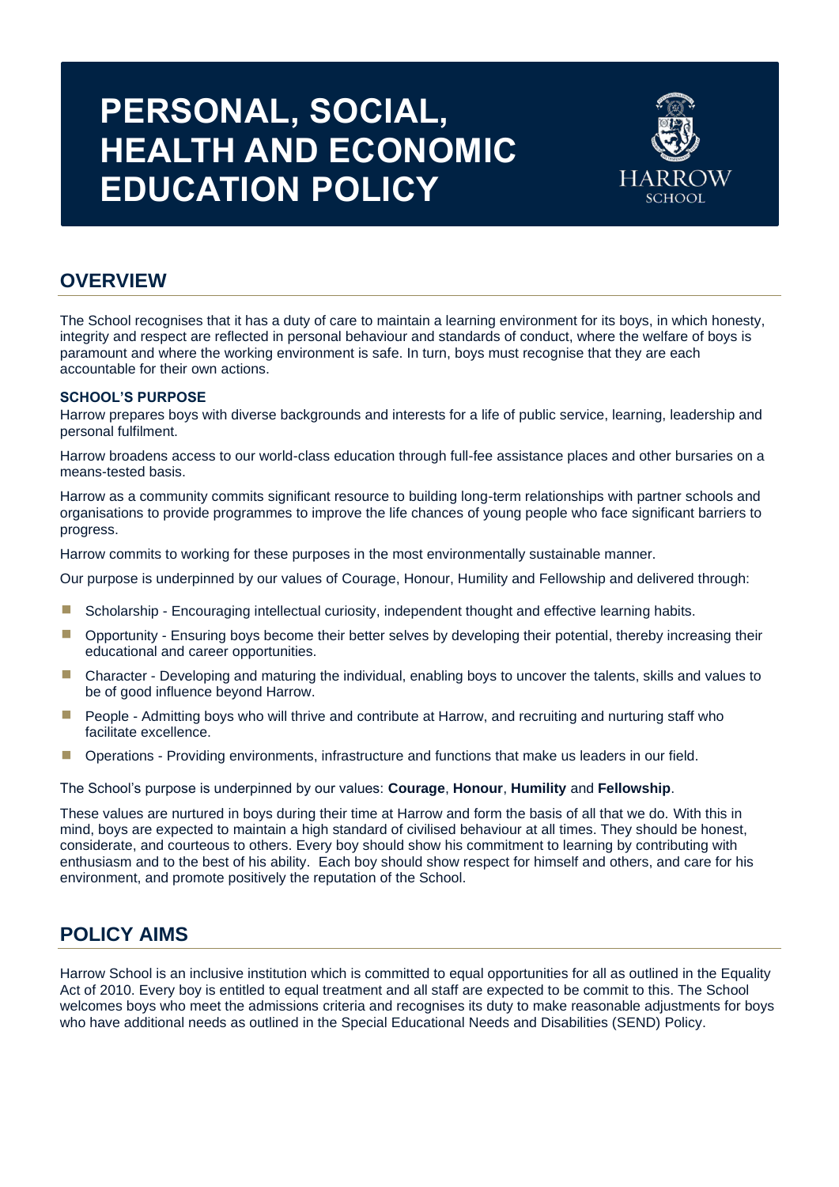# PERSONAL, SOCIAL, HEALTH AND ECONOMIC EDUCATION POLICY

## OVERVIEW

The School recognises that it has a duty of care to maintain a learning environment for its boys, in which honesty, integrity and respect are reflected in personal behaviour and standards of conduct, where the welfare of boys is paramount and where the working environment is safe. In turn, boys must recognise that they are each accountable for their own actions.

### SCHOOL'S PURPOSE

Harrow prepares boys with diverse backgrounds and interests for a life of public service, learning, leadership and personal fulfilment.

Harrow broadens access to our world-class education through full-fee assistance places and other bursaries on a means-tested basis.

Harrow as a community commits significant resource to building long-term relationships with partner schools and organisations to provide programmes to improve the life chances of young people who face significant barriers to progress.

Harrow commits to working for these purposes in the most environmentally sustainable manner.

Our purpose is underpinned by our values of Courage, Honour, Humility and Fellowship and delivered through:

- Scholarship - Encouraging intellectual curiosity, independent thought and effective learning habits.
- Opportunity - Ensuring boys become their better selves by developing their potential, thereby increasing their educational and career opportunities.
- Character - Developing and maturing the individual, enabling boys to uncover the talents, skills and values to be of good influence beyond Harrow.
- People - Admitting boys who will thrive and contribute at Harrow, and recruiting and nurturing staff who facilitate excellence.
- Operations - Providing environments, infrastructure and functions that make us leaders in our field.

The School's purpose is underpinned by our values: **Courage**, **Honour**, **Humility** and **Fellowship**.

These values are nurtured in boys during their time at Harrow and form the basis of all that we do. With this in mind, boys are expected to maintain a high standard of civilised behaviour at all times. They should be honest, considerate, and courteous to others. Every boy should show his commitment to learning by contributing with enthusiasm and to the best of his ability. Each boy should show respect for himself and others, and care for his environment, and promote positively the reputation of the School.

## POLICY AIMS

Harrow School is an inclusive institution which is committed to equal opportunities for all as outlined in the Equality Act of 2010. Every boy is entitled to equal treatment and all staff are expected to be commit to this. The School welcomes boys who meet the admissions criteria and recognises its duty to make reasonable adjustments for boys who have additional needs as outlined in the Special Educational Needs and Disabilities (SEND) Policy.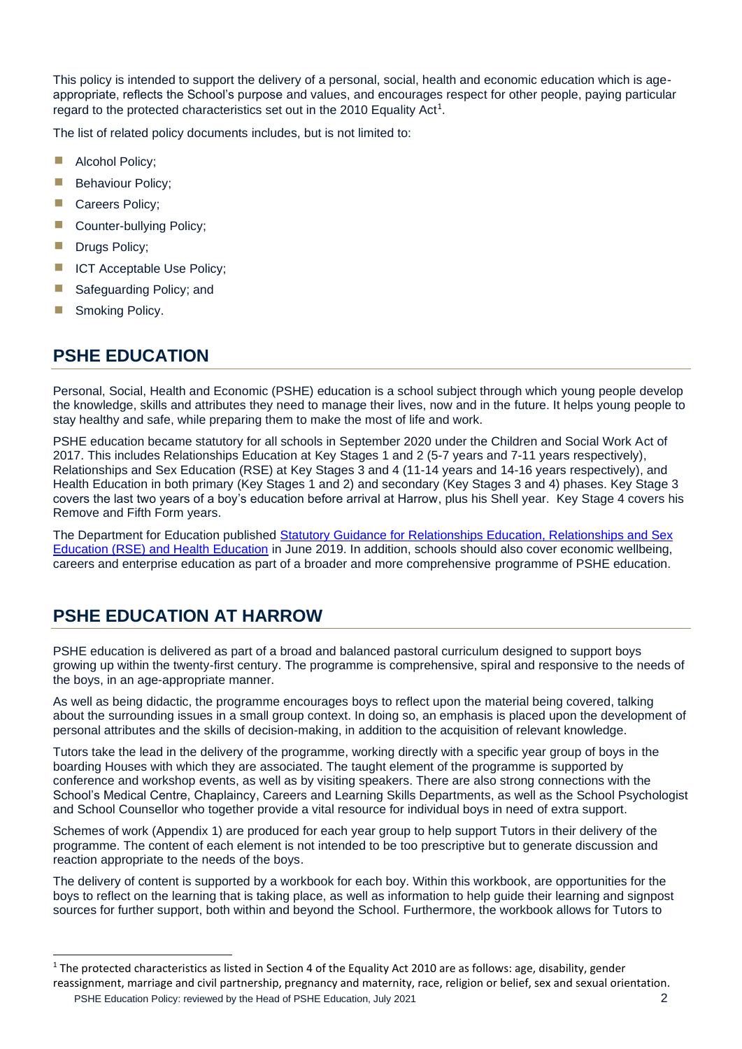This policy is intended to support the delivery of a personal, social, health and economic education which is age-appropriate, reflects the School's purpose and values, and encourages respect for other people, paying particular regard to the protected characteristics set out in the 2010 Equality Act[1].

The list of related policy documents includes, but is not limited to:

- Alcohol Policy;
- Behaviour Policy;
- Careers Policy;
- Counter-bullying Policy;
- Drugs Policy;
- ICT Acceptable Use Policy;
- Safeguarding Policy; and
- Smoking Policy.

## PSHE EDUCATION

Personal, Social, Health and Economic (PSHE) education is a school subject through which young people develop the knowledge, skills and attributes they need to manage their lives, now and in the future. It helps young people to stay healthy and safe, while preparing them to make the most of life and work.

PSHE education became statutory for all schools in September 2020 under the Children and Social Work Act of 2017. This includes Relationships Education at Key Stages 1 and 2 (5-7 years and 7-11 years respectively), Relationships and Sex Education (RSE) at Key Stages 3 and 4 (11-14 years and 14-16 years respectively), and Health Education in both primary (Key Stages 1 and 2) and secondary (Key Stages 3 and 4) phases. Key Stage 3 covers the last two years of a boy's education before arrival at Harrow, plus his Shell year. Key Stage 4 covers his Remove and Fifth Form years.

The Department for Education published Statutory Guidance for Relationships Education, Relationships and Sex Education (RSE) and Health Education in June 2019. In addition, schools should also cover economic wellbeing, careers and enterprise education as part of a broader and more comprehensive programme of PSHE education.

## PSHE EDUCATION AT HARROW

PSHE education is delivered as part of a broad and balanced pastoral curriculum designed to support boys growing up within the twenty-first century. The programme is comprehensive, spiral and responsive to the needs of the boys, in an age-appropriate manner.

As well as being didactic, the programme encourages boys to reflect upon the material being covered, talking about the surrounding issues in a small group context. In doing so, an emphasis is placed upon the development of personal attributes and the skills of decision-making, in addition to the acquisition of relevant knowledge.

Tutors take the lead in the delivery of the programme, working directly with a specific year group of boys in the boarding Houses with which they are associated. The taught element of the programme is supported by conference and workshop events, as well as by visiting speakers. There are also strong connections with the School's Medical Centre, Chaplaincy, Careers and Learning Skills Departments, as well as the School Psychologist and School Counsellor who together provide a vital resource for individual boys in need of extra support.

Schemes of work (Appendix 1) are produced for each year group to help support Tutors in their delivery of the programme. The content of each element is not intended to be too prescriptive but to generate discussion and reaction appropriate to the needs of the boys.

The delivery of content is supported by a workbook for each boy. Within this workbook, are opportunities for the boys to reflect on the learning that is taking place, as well as information to help guide their learning and signpost sources for further support, both within and beyond the School. Furthermore, the workbook allows for Tutors to

[1] The protected characteristics as listed in Section 4 of the Equality Act 2010 are as follows: age, disability, gender reassignment, marriage and civil partnership, pregnancy and maternity, race, religion or belief, sex and sexual orientation.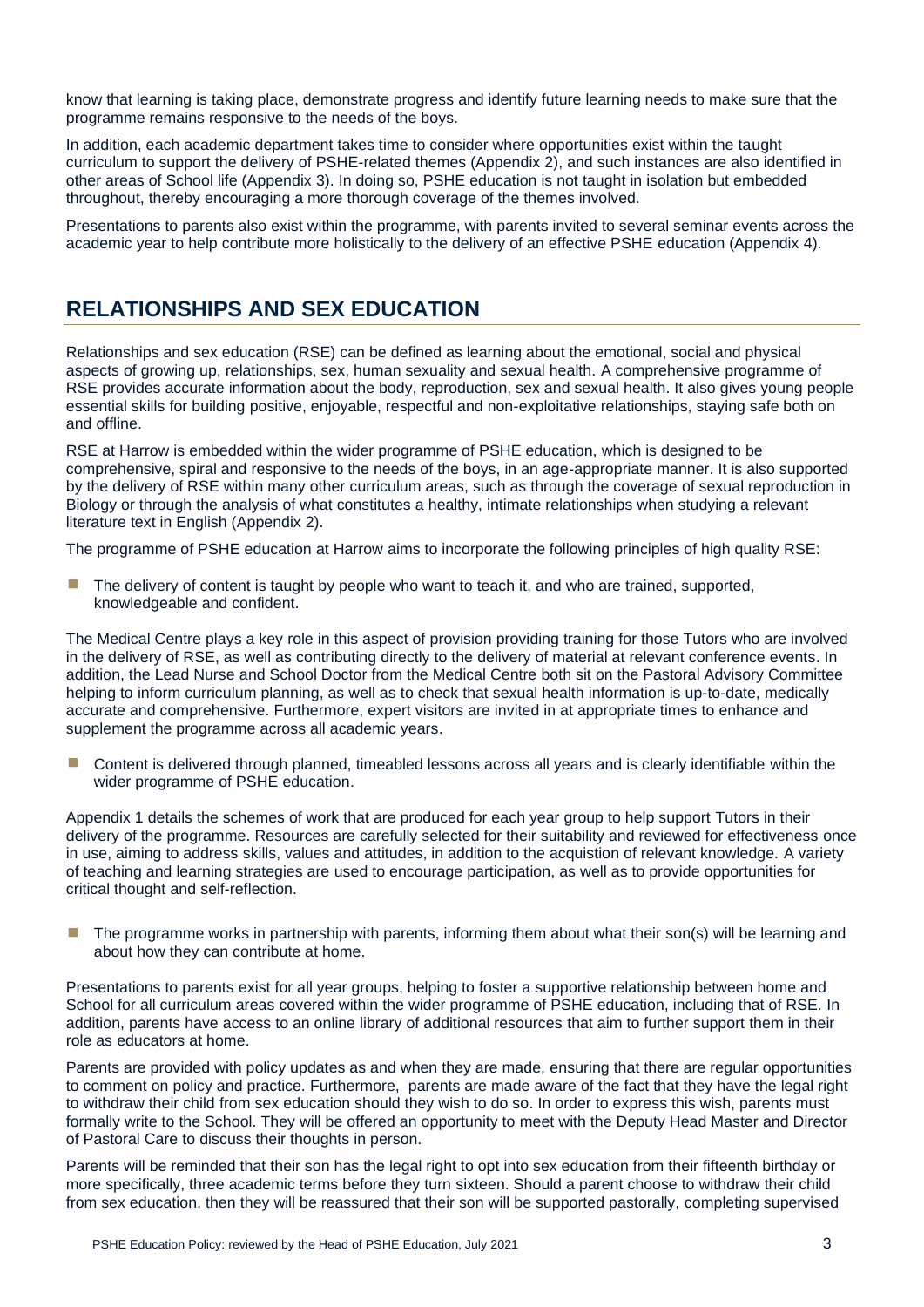know that learning is taking place, demonstrate progress and identify future learning needs to make sure that the programme remains responsive to the needs of the boys.

In addition, each academic department takes time to consider where opportunities exist within the taught curriculum to support the delivery of PSHE-related themes (Appendix 2), and such instances are also identified in other areas of School life (Appendix 3). In doing so, PSHE education is not taught in isolation but embedded throughout, thereby encouraging a more thorough coverage of the themes involved.

Presentations to parents also exist within the programme, with parents invited to several seminar events across the academic year to help contribute more holistically to the delivery of an effective PSHE education (Appendix 4).

## RELATIONSHIPS AND SEX EDUCATION

Relationships and sex education (RSE) can be defined as learning about the emotional, social and physical aspects of growing up, relationships, sex, human sexuality and sexual health. A comprehensive programme of RSE provides accurate information about the body, reproduction, sex and sexual health. It also gives young people essential skills for building positive, enjoyable, respectful and non-exploitative relationships, staying safe both on and offline.

RSE at Harrow is embedded within the wider programme of PSHE education, which is designed to be comprehensive, spiral and responsive to the needs of the boys, in an age-appropriate manner. It is also supported by the delivery of RSE within many other curriculum areas, such as through the coverage of sexual reproduction in Biology or through the analysis of what constitutes a healthy, intimate relationships when studying a relevant literature text in English (Appendix 2).

The programme of PSHE education at Harrow aims to incorporate the following principles of high quality RSE:

- The delivery of content is taught by people who want to teach it, and who are trained, supported, knowledgeable and confident.

The Medical Centre plays a key role in this aspect of provision providing training for those Tutors who are involved in the delivery of RSE, as well as contributing directly to the delivery of material at relevant conference events. In addition, the Lead Nurse and School Doctor from the Medical Centre both sit on the Pastoral Advisory Committee helping to inform curriculum planning, as well as to check that sexual health information is up-to-date, medically accurate and comprehensive. Furthermore, expert visitors are invited in at appropriate times to enhance and supplement the programme across all academic years.

- Content is delivered through planned, timeabled lessons across all years and is clearly identifiable within the wider programme of PSHE education.

Appendix 1 details the schemes of work that are produced for each year group to help support Tutors in their delivery of the programme. Resources are carefully selected for their suitability and reviewed for effectiveness once in use, aiming to address skills, values and attitudes, in addition to the acquistion of relevant knowledge. A variety of teaching and learning strategies are used to encourage participation, as well as to provide opportunities for critical thought and self-reflection.

- The programme works in partnership with parents, informing them about what their son(s) will be learning and about how they can contribute at home.

Presentations to parents exist for all year groups, helping to foster a supportive relationship between home and School for all curriculum areas covered within the wider programme of PSHE education, including that of RSE. In addition, parents have access to an online library of additional resources that aim to further support them in their role as educators at home.

Parents are provided with policy updates as and when they are made, ensuring that there are regular opportunities to comment on policy and practice. Furthermore, parents are made aware of the fact that they have the legal right to withdraw their child from sex education should they wish to do so. In order to express this wish, parents must formally write to the School. They will be offered an opportunity to meet with the Deputy Head Master and Director of Pastoral Care to discuss their thoughts in person.

Parents will be reminded that their son has the legal right to opt into sex education from their fifteenth birthday or more specifically, three academic terms before they turn sixteen. Should a parent choose to withdraw their child from sex education, then they will be reassured that their son will be supported pastorally, completing supervised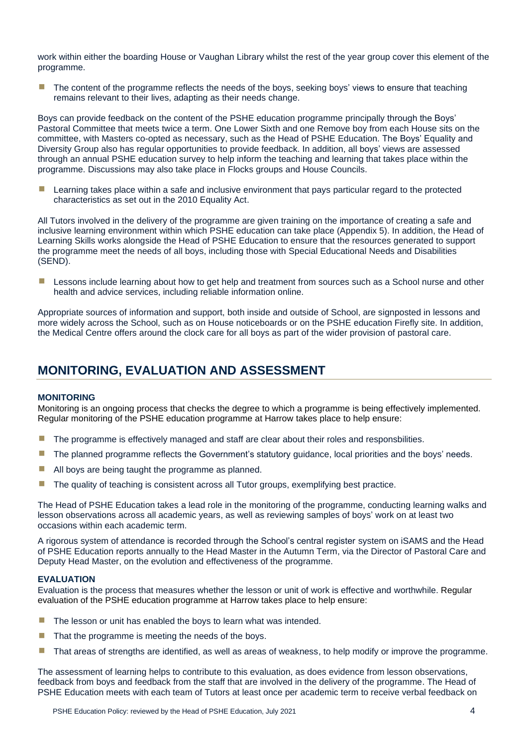work within either the boarding House or Vaughan Library whilst the rest of the year group cover this element of the programme.

- The content of the programme reflects the needs of the boys, seeking boys' views to ensure that teaching remains relevant to their lives, adapting as their needs change.

Boys can provide feedback on the content of the PSHE education programme principally through the Boys' Pastoral Committee that meets twice a term. One Lower Sixth and one Remove boy from each House sits on the committee, with Masters co-opted as necessary, such as the Head of PSHE Education. The Boys' Equality and Diversity Group also has regular opportunities to provide feedback. In addition, all boys' views are assessed through an annual PSHE education survey to help inform the teaching and learning that takes place within the programme. Discussions may also take place in Flocks groups and House Councils.

- Learning takes place within a safe and inclusive environment that pays particular regard to the protected characteristics as set out in the 2010 Equality Act.

All Tutors involved in the delivery of the programme are given training on the importance of creating a safe and inclusive learning environment within which PSHE education can take place (Appendix 5). In addition, the Head of Learning Skills works alongside the Head of PSHE Education to ensure that the resources generated to support the programme meet the needs of all boys, including those with Special Educational Needs and Disabilities (SEND).

- Lessons include learning about how to get help and treatment from sources such as a School nurse and other health and advice services, including reliable information online.

Appropriate sources of information and support, both inside and outside of School, are signposted in lessons and more widely across the School, such as on House noticeboards or on the PSHE education Firefly site. In addition, the Medical Centre offers around the clock care for all boys as part of the wider provision of pastoral care.

## MONITORING, EVALUATION AND ASSESSMENT

### MONITORING

Monitoring is an ongoing process that checks the degree to which a programme is being effectively implemented. Regular monitoring of the PSHE education programme at Harrow takes place to help ensure:

- The programme is effectively managed and staff are clear about their roles and responsbilities.
- The planned programme reflects the Government's statutory guidance, local priorities and the boys' needs.
- All boys are being taught the programme as planned.
- The quality of teaching is consistent across all Tutor groups, exemplifying best practice.

The Head of PSHE Education takes a lead role in the monitoring of the programme, conducting learning walks and lesson observations across all academic years, as well as reviewing samples of boys' work on at least two occasions within each academic term.

A rigorous system of attendance is recorded through the School's central register system on iSAMS and the Head of PSHE Education reports annually to the Head Master in the Autumn Term, via the Director of Pastoral Care and Deputy Head Master, on the evolution and effectiveness of the programme.

### EVALUATION

Evaluation is the process that measures whether the lesson or unit of work is effective and worthwhile. Regular evaluation of the PSHE education programme at Harrow takes place to help ensure:

- The lesson or unit has enabled the boys to learn what was intended.
- That the programme is meeting the needs of the boys.
- That areas of strengths are identified, as well as areas of weakness, to help modify or improve the programme.

The assessment of learning helps to contribute to this evaluation, as does evidence from lesson observations, feedback from boys and feedback from the staff that are involved in the delivery of the programme. The Head of PSHE Education meets with each team of Tutors at least once per academic term to receive verbal feedback on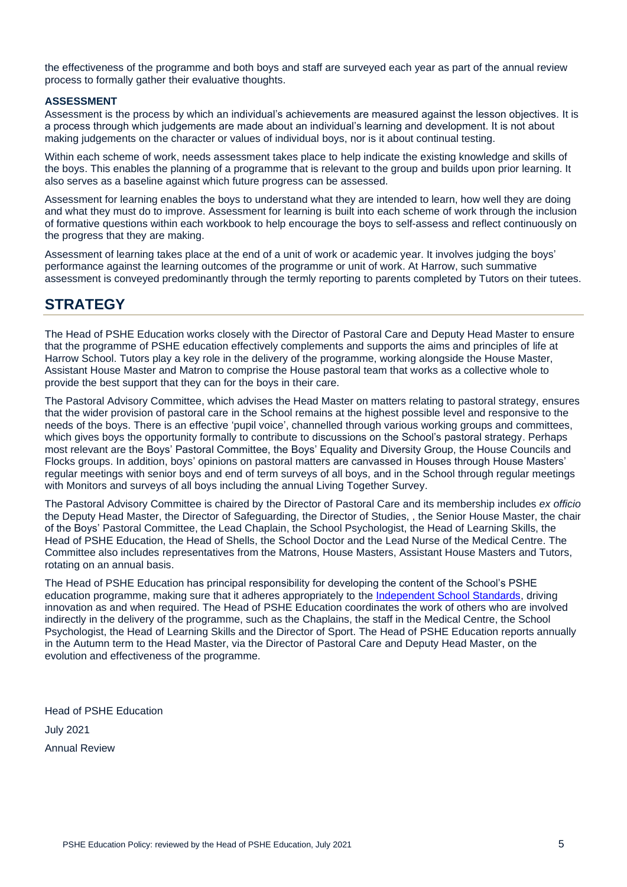the effectiveness of the programme and both boys and staff are surveyed each year as part of the annual review process to formally gather their evaluative thoughts.

### ASSESSMENT

Assessment is the process by which an individual's achievements are measured against the lesson objectives. It is a process through which judgements are made about an individual's learning and development. It is not about making judgements on the character or values of individual boys, nor is it about continual testing.

Within each scheme of work, needs assessment takes place to help indicate the existing knowledge and skills of the boys. This enables the planning of a programme that is relevant to the group and builds upon prior learning. It also serves as a baseline against which future progress can be assessed.

Assessment for learning enables the boys to understand what they are intended to learn, how well they are doing and what they must do to improve. Assessment for learning is built into each scheme of work through the inclusion of formative questions within each workbook to help encourage the boys to self-assess and reflect continuously on the progress that they are making.

Assessment of learning takes place at the end of a unit of work or academic year. It involves judging the boys' performance against the learning outcomes of the programme or unit of work. At Harrow, such summative assessment is conveyed predominantly through the termly reporting to parents completed by Tutors on their tutees.

## STRATEGY

The Head of PSHE Education works closely with the Director of Pastoral Care and Deputy Head Master to ensure that the programme of PSHE education effectively complements and supports the aims and principles of life at Harrow School. Tutors play a key role in the delivery of the programme, working alongside the House Master, Assistant House Master and Matron to comprise the House pastoral team that works as a collective whole to provide the best support that they can for the boys in their care.

The Pastoral Advisory Committee, which advises the Head Master on matters relating to pastoral strategy, ensures that the wider provision of pastoral care in the School remains at the highest possible level and responsive to the needs of the boys. There is an effective 'pupil voice', channelled through various working groups and committees, which gives boys the opportunity formally to contribute to discussions on the School's pastoral strategy. Perhaps most relevant are the Boys' Pastoral Committee, the Boys' Equality and Diversity Group, the House Councils and Flocks groups. In addition, boys' opinions on pastoral matters are canvassed in Houses through House Masters' regular meetings with senior boys and end of term surveys of all boys, and in the School through regular meetings with Monitors and surveys of all boys including the annual Living Together Survey.

The Pastoral Advisory Committee is chaired by the Director of Pastoral Care and its membership includes *ex officio* the Deputy Head Master, the Director of Safeguarding, the Director of Studies, , the Senior House Master, the chair of the Boys' Pastoral Committee, the Lead Chaplain, the School Psychologist, the Head of Learning Skills, the Head of PSHE Education, the Head of Shells, the School Doctor and the Lead Nurse of the Medical Centre. The Committee also includes representatives from the Matrons, House Masters, Assistant House Masters and Tutors, rotating on an annual basis.

The Head of PSHE Education has principal responsibility for developing the content of the School's PSHE education programme, making sure that it adheres appropriately to the Independent School Standards, driving innovation as and when required. The Head of PSHE Education coordinates the work of others who are involved indirectly in the delivery of the programme, such as the Chaplains, the staff in the Medical Centre, the School Psychologist, the Head of Learning Skills and the Director of Sport. The Head of PSHE Education reports annually in the Autumn term to the Head Master, via the Director of Pastoral Care and Deputy Head Master, on the evolution and effectiveness of the programme.

Head of PSHE Education

July 2021

Annual Review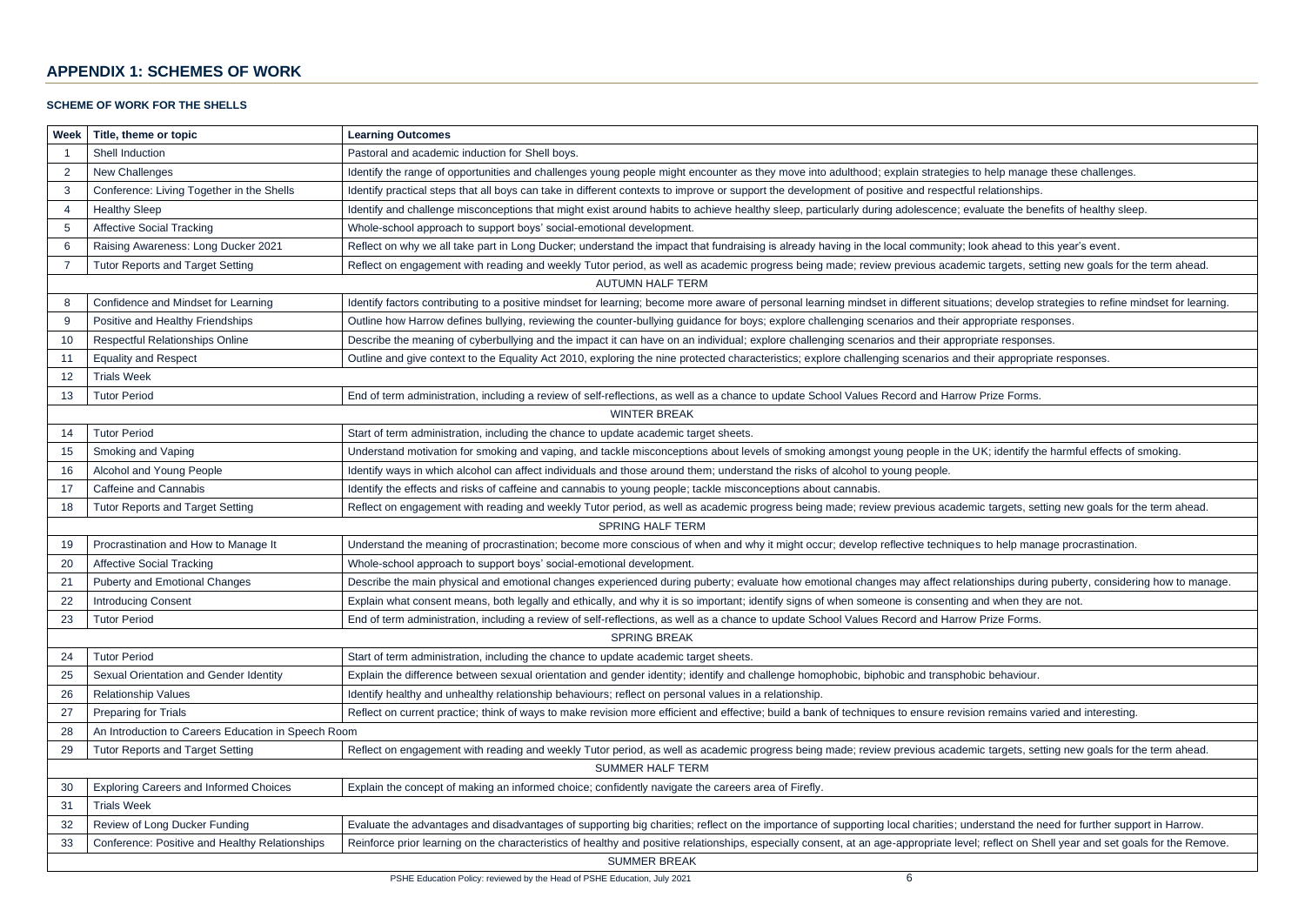## APPENDIX 1: SCHEMES OF WORK

### SCHEME OF WORK FOR THE SHELLS

| Week | Title, theme or topic | Learning Outcomes |
|---|---|---|
| 1 | Shell Induction | Pastoral and academic induction for Shell boys. |
| 2 | New Challenges | Identify the range of opportunities and challenges young people might encounter as they move into adulthood; explain strategies to help manage these challenges. |
| 3 | Conference: Living Together in the Shells | Identify practical steps that all boys can take in different contexts to improve or support the development of positive and respectful relationships. |
| 4 | Healthy Sleep | Identify and challenge misconceptions that might exist around habits to achieve healthy sleep, particularly during adolescence; evaluate the benefits of healthy sleep. |
| 5 | Affective Social Tracking | Whole-school approach to support boys' social-emotional development. |
| 6 | Raising Awareness: Long Ducker 2021 | Reflect on why we all take part in Long Ducker; understand the impact that fundraising is already having in the local community; look ahead to this year's event. |
| 7 | Tutor Reports and Target Setting | Reflect on engagement with reading and weekly Tutor period, as well as academic progress being made; review previous academic targets, setting new goals for the term ahead. |
| | AUTUMN HALF TERM | |
| 8 | Confidence and Mindset for Learning | Identify factors contributing to a positive mindset for learning; become more aware of personal learning mindset in different situations; develop strategies to refine mindset for learning. |
| 9 | Positive and Healthy Friendships | Outline how Harrow defines bullying, reviewing the counter-bullying guidance for boys; explore challenging scenarios and their appropriate responses. |
| 10 | Respectful Relationships Online | Describe the meaning of cyberbullying and the impact it can have on an individual; explore challenging scenarios and their appropriate responses. |
| 11 | Equality and Respect | Outline and give context to the Equality Act 2010, exploring the nine protected characteristics; explore challenging scenarios and their appropriate responses. |
| 12 | Trials Week | |
| 13 | Tutor Period | End of term administration, including a review of self-reflections, as well as a chance to update School Values Record and Harrow Prize Forms. |
| | WINTER BREAK | |
| 14 | Tutor Period | Start of term administration, including the chance to update academic target sheets. |
| 15 | Smoking and Vaping | Understand motivation for smoking and vaping, and tackle misconceptions about levels of smoking amongst young people in the UK; identify the harmful effects of smoking. |
| 16 | Alcohol and Young People | Identify ways in which alcohol can affect individuals and those around them; understand the risks of alcohol to young people. |
| 17 | Caffeine and Cannabis | Identify the effects and risks of caffeine and cannabis to young people; tackle misconceptions about cannabis. |
| 18 | Tutor Reports and Target Setting | Reflect on engagement with reading and weekly Tutor period, as well as academic progress being made; review previous academic targets, setting new goals for the term ahead. |
| | SPRING HALF TERM | |
| 19 | Procrastination and How to Manage It | Understand the meaning of procrastination; become more conscious of when and why it might occur; develop reflective techniques to help manage procrastination. |
| 20 | Affective Social Tracking | Whole-school approach to support boys' social-emotional development. |
| 21 | Puberty and Emotional Changes | Describe the main physical and emotional changes experienced during puberty; evaluate how emotional changes may affect relationships during puberty, considering how to manage. |
| 22 | Introducing Consent | Explain what consent means, both legally and ethically, and why it is so important; identify signs of when someone is consenting and when they are not. |
| 23 | Tutor Period | End of term administration, including a review of self-reflections, as well as a chance to update School Values Record and Harrow Prize Forms. |
| | SPRING BREAK | |
| 24 | Tutor Period | Start of term administration, including the chance to update academic target sheets. |
| 25 | Sexual Orientation and Gender Identity | Explain the difference between sexual orientation and gender identity; identify and challenge homophobic, biphobic and transphobic behaviour. |
| 26 | Relationship Values | Identify healthy and unhealthy relationship behaviours; reflect on personal values in a relationship. |
| 27 | Preparing for Trials | Reflect on current practice; think of ways to make revision more efficient and effective; build a bank of techniques to ensure revision remains varied and interesting. |
| 28 | An Introduction to Careers Education in Speech Room | |
| 29 | Tutor Reports and Target Setting | Reflect on engagement with reading and weekly Tutor period, as well as academic progress being made; review previous academic targets, setting new goals for the term ahead. |
| | SUMMER HALF TERM | |
| 30 | Exploring Careers and Informed Choices | Explain the concept of making an informed choice; confidently navigate the careers area of Firefly. |
| 31 | Trials Week | |
| 32 | Review of Long Ducker Funding | Evaluate the advantages and disadvantages of supporting big charities; reflect on the importance of supporting local charities; understand the need for further support in Harrow. |
| 33 | Conference: Positive and Healthy Relationships | Reinforce prior learning on the characteristics of healthy and positive relationships, especially consent, at an age-appropriate level; reflect on Shell year and set goals for the Remove. |
| | SUMMER BREAK | |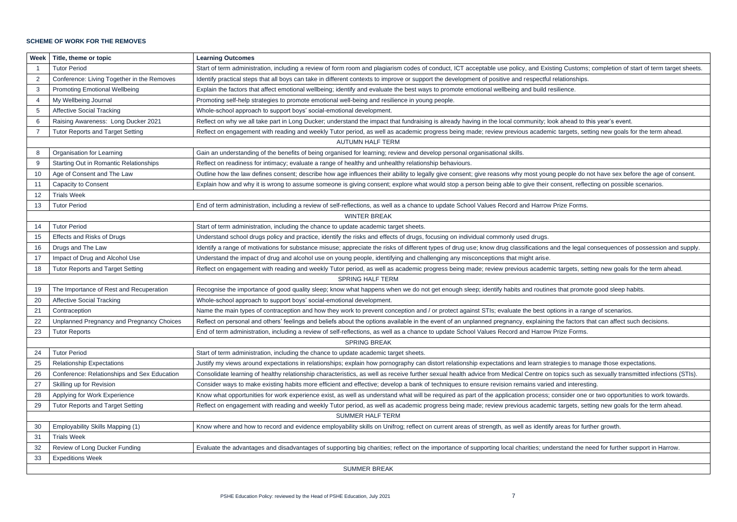**SCHEME OF WORK FOR THE REMOVES**

| Week | Title, theme or topic | Learning Outcomes |
| --- | --- | --- |
| 1 | Tutor Period | Start of term administration, including a review of form room and plagiarism codes of conduct, ICT acceptable use policy, and Existing Customs; completion of start of term target sheets. |
| 2 | Conference: Living Together in the Removes | Identify practical steps that all boys can take in different contexts to improve or support the development of positive and respectful relationships. |
| 3 | Promoting Emotional Wellbeing | Explain the factors that affect emotional wellbeing; identify and evaluate the best ways to promote emotional wellbeing and build resilience. |
| 4 | My Wellbeing Journal | Promoting self-help strategies to promote emotional well-being and resilience in young people. |
| 5 | Affective Social Tracking | Whole-school approach to support boys' social-emotional development. |
| 6 | Raising Awareness: Long Ducker 2021 | Reflect on why we all take part in Long Ducker; understand the impact that fundraising is already having in the local community; look ahead to this year's event. |
| 7 | Tutor Reports and Target Setting | Reflect on engagement with reading and weekly Tutor period, as well as academic progress being made; review previous academic targets, setting new goals for the term ahead. |
| | | AUTUMN HALF TERM |
| 8 | Organisation for Learning | Gain an understanding of the benefits of being organised for learning; review and develop personal organisational skills. |
| 9 | Starting Out in Romantic Relationships | Reflect on readiness for intimacy; evaluate a range of healthy and unhealthy relationship behaviours. |
| 10 | Age of Consent and The Law | Outline how the law defines consent; describe how age influences their ability to legally give consent; give reasons why most young people do not have sex before the age of consent. |
| 11 | Capacity to Consent | Explain how and why it is wrong to assume someone is giving consent; explore what would stop a person being able to give their consent, reflecting on possible scenarios. |
| 12 | Trials Week | |
| 13 | Tutor Period | End of term administration, including a review of self-reflections, as well as a chance to update School Values Record and Harrow Prize Forms. |
| | | WINTER BREAK |
| 14 | Tutor Period | Start of term administration, including the chance to update academic target sheets. |
| 15 | Effects and Risks of Drugs | Understand school drugs policy and practice, identify the risks and effects of drugs, focusing on individual commonly used drugs. |
| 16 | Drugs and The Law | Identify a range of motivations for substance misuse; appreciate the risks of different types of drug use; know drug classifications and the legal consequences of possession and supply. |
| 17 | Impact of Drug and Alcohol Use | Understand the impact of drug and alcohol use on young people, identifying and challenging any misconceptions that might arise. |
| 18 | Tutor Reports and Target Setting | Reflect on engagement with reading and weekly Tutor period, as well as academic progress being made; review previous academic targets, setting new goals for the term ahead. |
| | | SPRING HALF TERM |
| 19 | The Importance of Rest and Recuperation | Recognise the importance of good quality sleep; know what happens when we do not get enough sleep; identify habits and routines that promote good sleep habits. |
| 20 | Affective Social Tracking | Whole-school approach to support boys' social-emotional development. |
| 21 | Contraception | Name the main types of contraception and how they work to prevent conception and / or protect against STIs; evaluate the best options in a range of scenarios. |
| 22 | Unplanned Pregnancy and Pregnancy Choices | Reflect on personal and others' feelings and beliefs about the options available in the event of an unplanned pregnancy, explaining the factors that can affect such decisions. |
| 23 | Tutor Reports | End of term administration, including a review of self-reflections, as well as a chance to update School Values Record and Harrow Prize Forms. |
| | | SPRING BREAK |
| 24 | Tutor Period | Start of term administration, including the chance to update academic target sheets. |
| 25 | Relationship Expectations | Justify my views around expectations in relationships; explain how pornography can distort relationship expectations and learn strategies to manage those expectations. |
| 26 | Conference: Relationships and Sex Education | Consolidate learning of healthy relationship characteristics, as well as receive further sexual health advice from Medical Centre on topics such as sexually transmitted infections (STIs). |
| 27 | Skilling up for Revision | Consider ways to make existing habits more efficient and effective; develop a bank of techniques to ensure revision remains varied and interesting. |
| 28 | Applying for Work Experience | Know what opportunities for work experience exist, as well as understand what will be required as part of the application process; consider one or two opportunities to work towards. |
| 29 | Tutor Reports and Target Setting | Reflect on engagement with reading and weekly Tutor period, as well as academic progress being made; review previous academic targets, setting new goals for the term ahead. |
| | | SUMMER HALF TERM |
| 30 | Employability Skills Mapping (1) | Know where and how to record and evidence employability skills on Unifrog; reflect on current areas of strength, as well as identify areas for further growth. |
| 31 | Trials Week | |
| 32 | Review of Long Ducker Funding | Evaluate the advantages and disadvantages of supporting big charities; reflect on the importance of supporting local charities; understand the need for further support in Harrow. |
| 33 | Expeditions Week | |
| | | SUMMER BREAK |

PSHE Education Policy: reviewed by the Head of PSHE Education, July 2021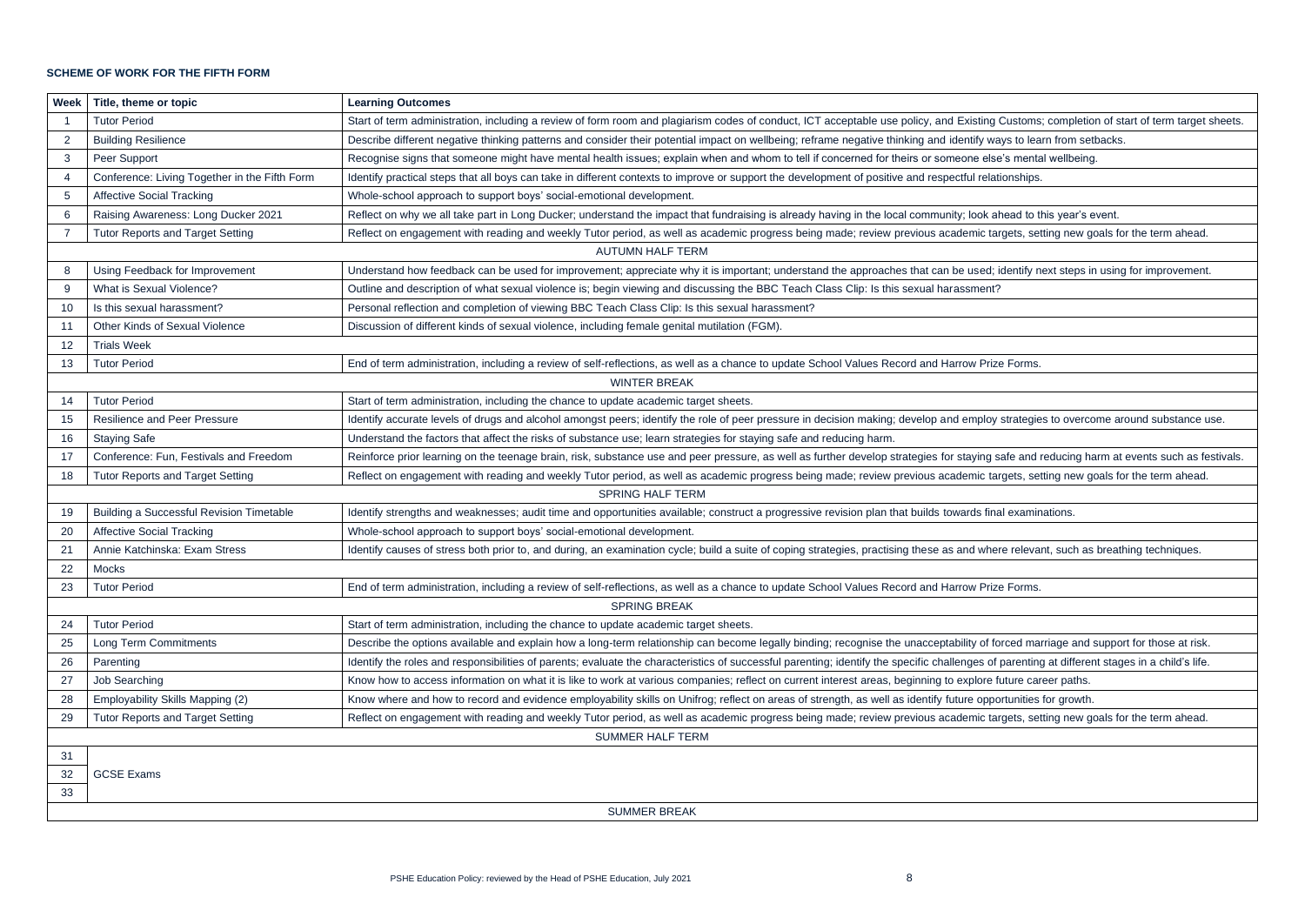**SCHEME OF WORK FOR THE FIFTH FORM**

| Week | Title, theme or topic | Learning Outcomes |
|---|---|---|
| 1 | Tutor Period | Start of term administration, including a review of form room and plagiarism codes of conduct, ICT acceptable use policy, and Existing Customs; completion of start of term target sheets. |
| 2 | Building Resilience | Describe different negative thinking patterns and consider their potential impact on wellbeing; reframe negative thinking and identify ways to learn from setbacks. |
| 3 | Peer Support | Recognise signs that someone might have mental health issues; explain when and whom to tell if concerned for theirs or someone else's mental wellbeing. |
| 4 | Conference: Living Together in the Fifth Form | Identify practical steps that all boys can take in different contexts to improve or support the development of positive and respectful relationships. |
| 5 | Affective Social Tracking | Whole-school approach to support boys' social-emotional development. |
| 6 | Raising Awareness: Long Ducker 2021 | Reflect on why we all take part in Long Ducker; understand the impact that fundraising is already having in the local community; look ahead to this year's event. |
| 7 | Tutor Reports and Target Setting | Reflect on engagement with reading and weekly Tutor period, as well as academic progress being made; review previous academic targets, setting new goals for the term ahead. |
| | AUTUMN HALF TERM | |
| 8 | Using Feedback for Improvement | Understand how feedback can be used for improvement; appreciate why it is important; understand the approaches that can be used; identify next steps in using for improvement. |
| 9 | What is Sexual Violence? | Outline and description of what sexual violence is; begin viewing and discussing the BBC Teach Class Clip: Is this sexual harassment? |
| 10 | Is this sexual harassment? | Personal reflection and completion of viewing BBC Teach Class Clip: Is this sexual harassment? |
| 11 | Other Kinds of Sexual Violence | Discussion of different kinds of sexual violence, including female genital mutilation (FGM). |
| 12 | Trials Week | |
| 13 | Tutor Period | End of term administration, including a review of self-reflections, as well as a chance to update School Values Record and Harrow Prize Forms. |
| | WINTER BREAK | |
| 14 | Tutor Period | Start of term administration, including the chance to update academic target sheets. |
| 15 | Resilience and Peer Pressure | Identify accurate levels of drugs and alcohol amongst peers; identify the role of peer pressure in decision making; develop and employ strategies to overcome around substance use. |
| 16 | Staying Safe | Understand the factors that affect the risks of substance use; learn strategies for staying safe and reducing harm. |
| 17 | Conference: Fun, Festivals and Freedom | Reinforce prior learning on the teenage brain, risk, substance use and peer pressure, as well as further develop strategies for staying safe and reducing harm at events such as festivals. |
| 18 | Tutor Reports and Target Setting | Reflect on engagement with reading and weekly Tutor period, as well as academic progress being made; review previous academic targets, setting new goals for the term ahead. |
| | SPRING HALF TERM | |
| 19 | Building a Successful Revision Timetable | Identify strengths and weaknesses; audit time and opportunities available; construct a progressive revision plan that builds towards final examinations. |
| 20 | Affective Social Tracking | Whole-school approach to support boys' social-emotional development. |
| 21 | Annie Katchinska: Exam Stress | Identify causes of stress both prior to, and during, an examination cycle; build a suite of coping strategies, practising these as and where relevant, such as breathing techniques. |
| 22 | Mocks | |
| 23 | Tutor Period | End of term administration, including a review of self-reflections, as well as a chance to update School Values Record and Harrow Prize Forms. |
| | SPRING BREAK | |
| 24 | Tutor Period | Start of term administration, including the chance to update academic target sheets. |
| 25 | Long Term Commitments | Describe the options available and explain how a long-term relationship can become legally binding; recognise the unacceptability of forced marriage and support for those at risk. |
| 26 | Parenting | Identify the roles and responsibilities of parents; evaluate the characteristics of successful parenting; identify the specific challenges of parenting at different stages in a child's life. |
| 27 | Job Searching | Know how to access information on what it is like to work at various companies; reflect on current interest areas, beginning to explore future career paths. |
| 28 | Employability Skills Mapping (2) | Know where and how to record and evidence employability skills on Unifrog; reflect on areas of strength, as well as identify future opportunities for growth. |
| 29 | Tutor Reports and Target Setting | Reflect on engagement with reading and weekly Tutor period, as well as academic progress being made; review previous academic targets, setting new goals for the term ahead. |
| | SUMMER HALF TERM | |
| 31 | GCSE Exams | |
| 32 | | |
| 33 | | |
| | SUMMER BREAK | |

PSHE Education Policy: reviewed by the Head of PSHE Education, July 2021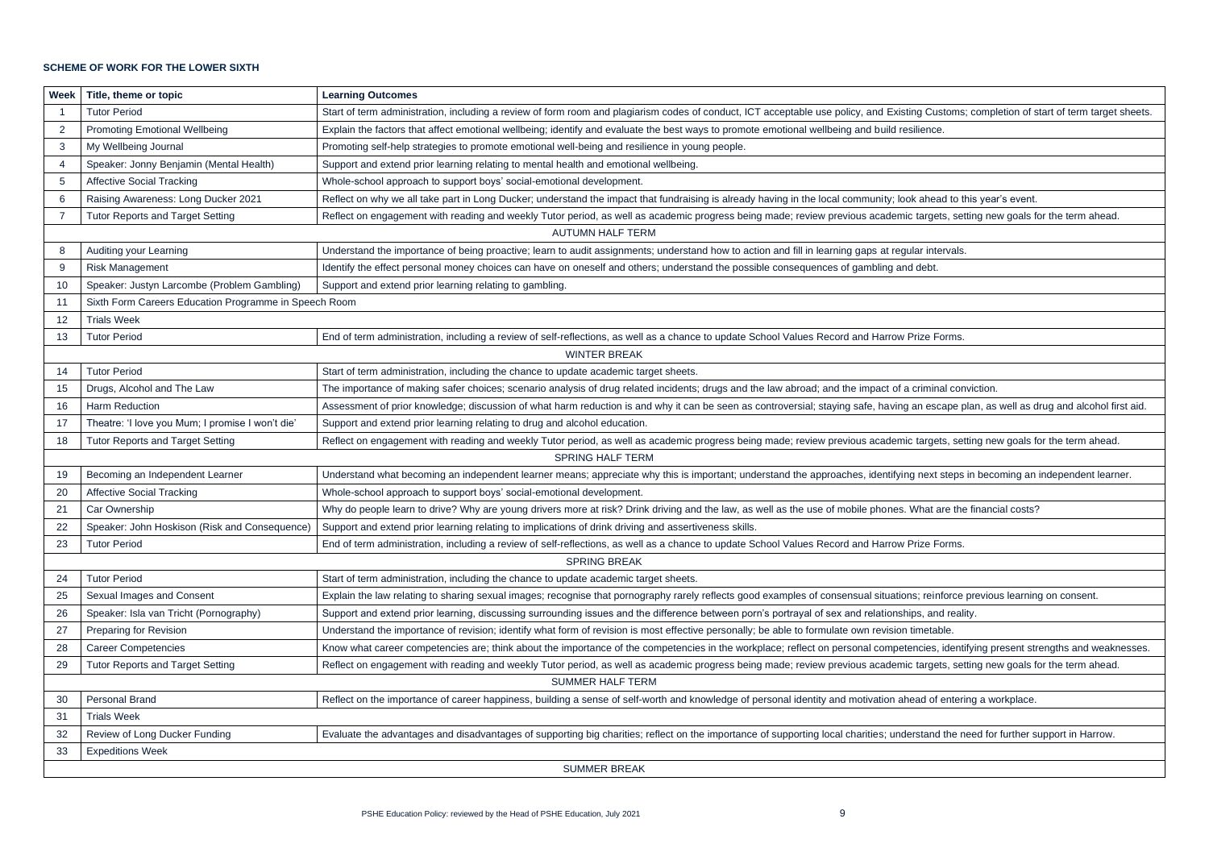**SCHEME OF WORK FOR THE LOWER SIXTH**

| Week | Title, theme or topic | Learning Outcomes |
|---|---|---|
| 1 | Tutor Period | Start of term administration, including a review of form room and plagiarism codes of conduct, ICT acceptable use policy, and Existing Customs; completion of start of term target sheets. |
| 2 | Promoting Emotional Wellbeing | Explain the factors that affect emotional wellbeing; identify and evaluate the best ways to promote emotional wellbeing and build resilience. |
| 3 | My Wellbeing Journal | Promoting self-help strategies to promote emotional well-being and resilience in young people. |
| 4 | Speaker: Jonny Benjamin (Mental Health) | Support and extend prior learning relating to mental health and emotional wellbeing. |
| 5 | Affective Social Tracking | Whole-school approach to support boys' social-emotional development. |
| 6 | Raising Awareness: Long Ducker 2021 | Reflect on why we all take part in Long Ducker; understand the impact that fundraising is already having in the local community; look ahead to this year's event. |
| 7 | Tutor Reports and Target Setting | Reflect on engagement with reading and weekly Tutor period, as well as academic progress being made; review previous academic targets, setting new goals for the term ahead. |
| | AUTUMN HALF TERM | |
| 8 | Auditing your Learning | Understand the importance of being proactive; learn to audit assignments; understand how to action and fill in learning gaps at regular intervals. |
| 9 | Risk Management | Identify the effect personal money choices can have on oneself and others; understand the possible consequences of gambling and debt. |
| 10 | Speaker: Justyn Larcombe (Problem Gambling) | Support and extend prior learning relating to gambling. |
| 11 | Sixth Form Careers Education Programme in Speech Room | |
| 12 | Trials Week | |
| 13 | Tutor Period | End of term administration, including a review of self-reflections, as well as a chance to update School Values Record and Harrow Prize Forms. |
| | WINTER BREAK | |
| 14 | Tutor Period | Start of term administration, including the chance to update academic target sheets. |
| 15 | Drugs, Alcohol and The Law | The importance of making safer choices; scenario analysis of drug related incidents; drugs and the law abroad; and the impact of a criminal conviction. |
| 16 | Harm Reduction | Assessment of prior knowledge; discussion of what harm reduction is and why it can be seen as controversial; staying safe, having an escape plan, as well as drug and alcohol first aid. |
| 17 | Theatre: 'I love you Mum; I promise I won't die' | Support and extend prior learning relating to drug and alcohol education. |
| 18 | Tutor Reports and Target Setting | Reflect on engagement with reading and weekly Tutor period, as well as academic progress being made; review previous academic targets, setting new goals for the term ahead. |
| | SPRING HALF TERM | |
| 19 | Becoming an Independent Learner | Understand what becoming an independent learner means; appreciate why this is important; understand the approaches, identifying next steps in becoming an independent learner. |
| 20 | Affective Social Tracking | Whole-school approach to support boys' social-emotional development. |
| 21 | Car Ownership | Why do people learn to drive? Why are young drivers more at risk? Drink driving and the law, as well as the use of mobile phones. What are the financial costs? |
| 22 | Speaker: John Hoskison (Risk and Consequence) | Support and extend prior learning relating to implications of drink driving and assertiveness skills. |
| 23 | Tutor Period | End of term administration, including a review of self-reflections, as well as a chance to update School Values Record and Harrow Prize Forms. |
| | SPRING BREAK | |
| 24 | Tutor Period | Start of term administration, including the chance to update academic target sheets. |
| 25 | Sexual Images and Consent | Explain the law relating to sharing sexual images; recognise that pornography rarely reflects good examples of consensual situations; reinforce previous learning on consent. |
| 26 | Speaker: Isla van Tricht (Pornography) | Support and extend prior learning, discussing surrounding issues and the difference between porn's portrayal of sex and relationships, and reality. |
| 27 | Preparing for Revision | Understand the importance of revision; identify what form of revision is most effective personally; be able to formulate own revision timetable. |
| 28 | Career Competencies | Know what career competencies are; think about the importance of the competencies in the workplace; reflect on personal competencies, identifying present strengths and weaknesses. |
| 29 | Tutor Reports and Target Setting | Reflect on engagement with reading and weekly Tutor period, as well as academic progress being made; review previous academic targets, setting new goals for the term ahead. |
| | SUMMER HALF TERM | |
| 30 | Personal Brand | Reflect on the importance of career happiness, building a sense of self-worth and knowledge of personal identity and motivation ahead of entering a workplace. |
| 31 | Trials Week | |
| 32 | Review of Long Ducker Funding | Evaluate the advantages and disadvantages of supporting big charities; reflect on the importance of supporting local charities; understand the need for further support in Harrow. |
| 33 | Expeditions Week | |
| | SUMMER BREAK | |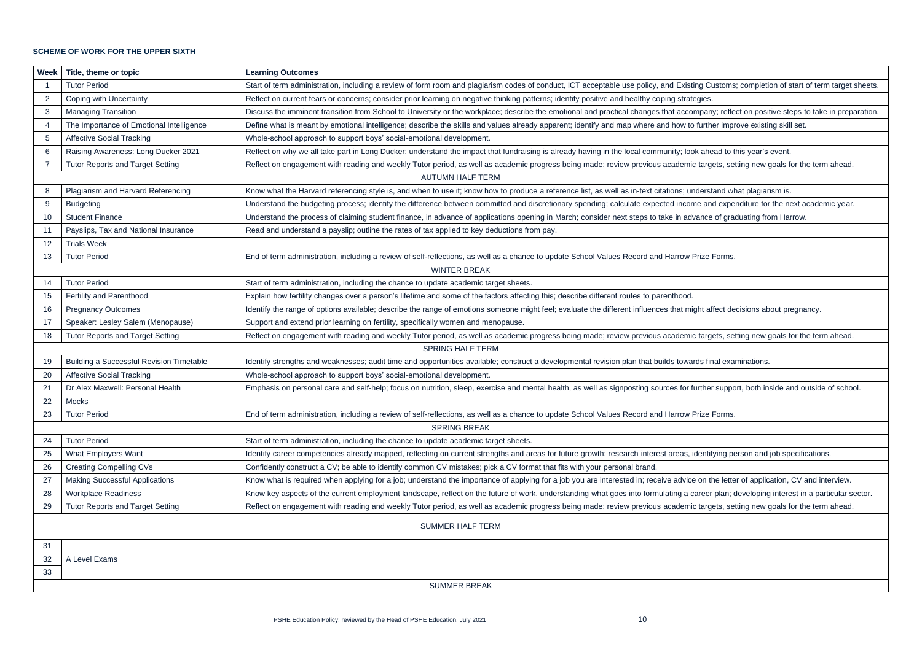**SCHEME OF WORK FOR THE UPPER SIXTH**

| Week | Title, theme or topic | Learning Outcomes |
|---|---|---|
| 1 | Tutor Period | Start of term administration, including a review of form room and plagiarism codes of conduct, ICT acceptable use policy, and Existing Customs; completion of start of term target sheets. |
| 2 | Coping with Uncertainty | Reflect on current fears or concerns; consider prior learning on negative thinking patterns; identify positive and healthy coping strategies. |
| 3 | Managing Transition | Discuss the imminent transition from School to University or the workplace; describe the emotional and practical changes that accompany; reflect on positive steps to take in preparation. |
| 4 | The Importance of Emotional Intelligence | Define what is meant by emotional intelligence; describe the skills and values already apparent; identify and map where and how to further improve existing skill set. |
| 5 | Affective Social Tracking | Whole-school approach to support boys' social-emotional development. |
| 6 | Raising Awareness: Long Ducker 2021 | Reflect on why we all take part in Long Ducker; understand the impact that fundraising is already having in the local community; look ahead to this year's event. |
| 7 | Tutor Reports and Target Setting | Reflect on engagement with reading and weekly Tutor period, as well as academic progress being made; review previous academic targets, setting new goals for the term ahead. |
| | AUTUMN HALF TERM | |
| 8 | Plagiarism and Harvard Referencing | Know what the Harvard referencing style is, and when to use it; know how to produce a reference list, as well as in-text citations; understand what plagiarism is. |
| 9 | Budgeting | Understand the budgeting process; identify the difference between committed and discretionary spending; calculate expected income and expenditure for the next academic year. |
| 10 | Student Finance | Understand the process of claiming student finance, in advance of applications opening in March; consider next steps to take in advance of graduating from Harrow. |
| 11 | Payslips, Tax and National Insurance | Read and understand a payslip; outline the rates of tax applied to key deductions from pay. |
| 12 | Trials Week | |
| 13 | Tutor Period | End of term administration, including a review of self-reflections, as well as a chance to update School Values Record and Harrow Prize Forms. |
| | WINTER BREAK | |
| 14 | Tutor Period | Start of term administration, including the chance to update academic target sheets. |
| 15 | Fertility and Parenthood | Explain how fertility changes over a person's lifetime and some of the factors affecting this; describe different routes to parenthood. |
| 16 | Pregnancy Outcomes | Identify the range of options available; describe the range of emotions someone might feel; evaluate the different influences that might affect decisions about pregnancy. |
| 17 | Speaker: Lesley Salem (Menopause) | Support and extend prior learning on fertility, specifically women and menopause. |
| 18 | Tutor Reports and Target Setting | Reflect on engagement with reading and weekly Tutor period, as well as academic progress being made; review previous academic targets, setting new goals for the term ahead. |
| | SPRING HALF TERM | |
| 19 | Building a Successful Revision Timetable | Identify strengths and weaknesses; audit time and opportunities available; construct a developmental revision plan that builds towards final examinations. |
| 20 | Affective Social Tracking | Whole-school approach to support boys' social-emotional development. |
| 21 | Dr Alex Maxwell: Personal Health | Emphasis on personal care and self-help; focus on nutrition, sleep, exercise and mental health, as well as signposting sources for further support, both inside and outside of school. |
| 22 | Mocks | |
| 23 | Tutor Period | End of term administration, including a review of self-reflections, as well as a chance to update School Values Record and Harrow Prize Forms. |
| | SPRING BREAK | |
| 24 | Tutor Period | Start of term administration, including the chance to update academic target sheets. |
| 25 | What Employers Want | Identify career competencies already mapped, reflecting on current strengths and areas for future growth; research interest areas, identifying person and job specifications. |
| 26 | Creating Compelling CVs | Confidently construct a CV; be able to identify common CV mistakes; pick a CV format that fits with your personal brand. |
| 27 | Making Successful Applications | Know what is required when applying for a job; understand the importance of applying for a job you are interested in; receive advice on the letter of application, CV and interview. |
| 28 | Workplace Readiness | Know key aspects of the current employment landscape, reflect on the future of work, understanding what goes into formulating a career plan; developing interest in a particular sector. |
| 29 | Tutor Reports and Target Setting | Reflect on engagement with reading and weekly Tutor period, as well as academic progress being made; review previous academic targets, setting new goals for the term ahead. |
| | SUMMER HALF TERM | |
| 31 | A Level Exams | |
| 32 | | |
| 33 | | |
| | SUMMER BREAK | |

PSHE Education Policy: reviewed by the Head of PSHE Education, July 2021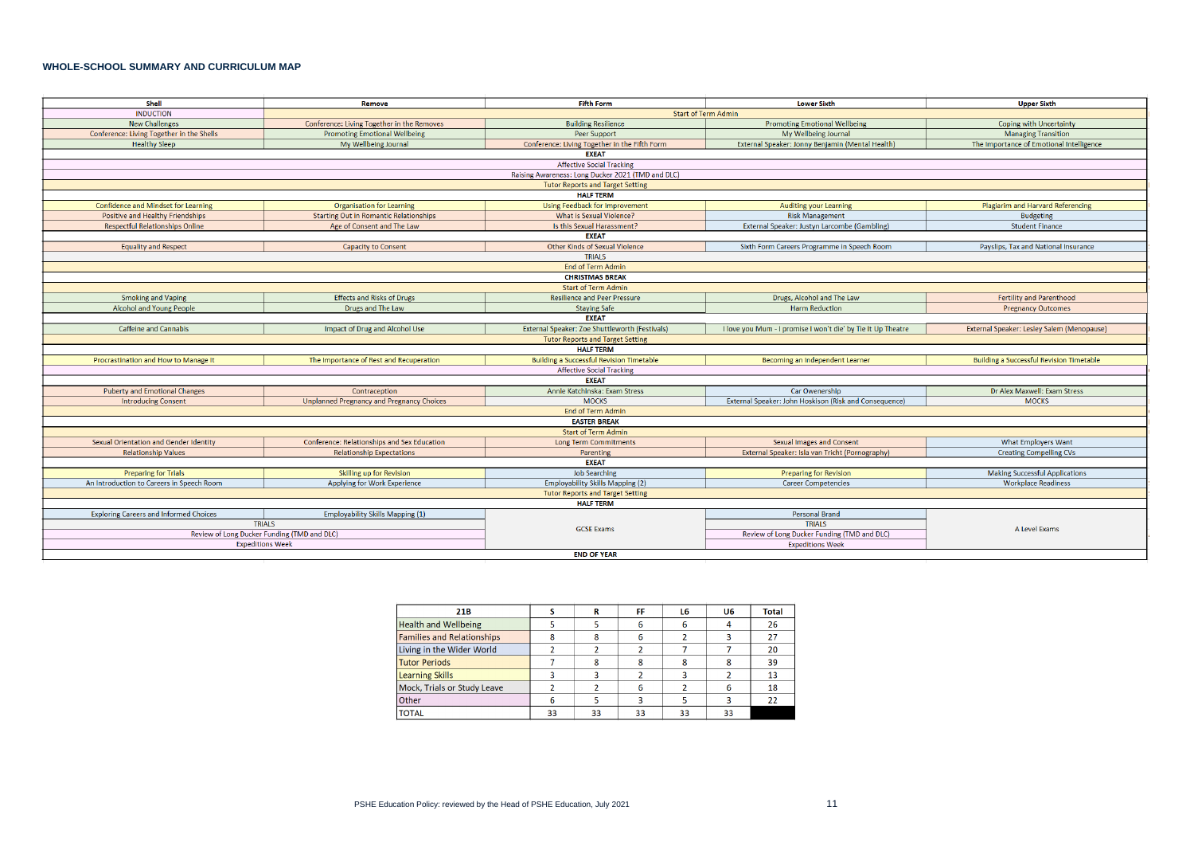## WHOLE-SCHOOL SUMMARY AND CURRICULUM MAP

| Shell | Remove | Fifth Form | Lower Sixth | Upper Sixth |
|---|---|---|---|---|
| INDUCTION | Start of Term Admin | | | |
| New Challenges | Conference: Living Together in the Removes | Building Resilience | Promoting Emotional Wellbeing | Coping with Uncertainty |
| Conference: Living Together in the Shells | Promoting Emotional Wellbeing | Peer Support | My Wellbeing Journal | Managing Transition |
| Healthy Sleep | My Wellbeing Journal | Conference: Living Together in the Fifth Form | External Speaker: Jonny Benjamin (Mental Health) | The Importance of Emotional Intelligence |
| EXEAT | | | | |
| Affective Social Tracking | | | | |
| Raising Awareness: Long Ducker 2021 (TMD and DLC) | | | | |
| Tutor Reports and Target Setting | | | | |
| HALF TERM | | | | |
| Confidence and Mindset for Learning | Organisation for Learning | Using Feedback for Improvement | Auditing your Learning | Plagiarim and Harvard Referencing |
| Positive and Healthy Friendships | Starting Out in Romantic Relationships | What is Sexual Violence? | Risk Management | Budgeting |
| Respectful Relationships Online | Age of Consent and The Law | Is this Sexual Harassment? | External Speaker: Justyn Larcombe (Gambling) | Student Finance |
| EXEAT | | | | |
| Equality and Respect | Capacity to Consent | Other Kinds of Sexual Violence | Sixth Form Careers Programme in Speech Room | Payslips, Tax and National Insurance |
| TRIALS | | | | |
| End of Term Admin | | | | |
| CHRISTMAS BREAK | | | | |
| Start of Term Admin | | | | |
| Smoking and Vaping | Effects and Risks of Drugs | Resilience and Peer Pressure | Drugs, Alcohol and The Law | Fertility and Parenthood |
| Alcohol and Young People | Drugs and The Law | Staying Safe | Harm Reduction | Pregnancy Outcomes |
| EXEAT | | | | |
| Caffeine and Cannabis | Impact of Drug and Alcohol Use | External Speaker: Zoe Shuttleworth (Festivals) | I love you Mum - I promise I won't die' by Tie It Up Theatre | External Speaker: Lesley Salem (Menopause) |
| Tutor Reports and Target Setting | | | | |
| HALF TERM | | | | |
| Procrastination and How to Manage It | The Importance of Rest and Recuperation | Building a Successful Revision Timetable | Becoming an Independent Learner | Building a Successful Revision Timetable |
| Affective Social Tracking | | | | |
| EXEAT | | | | |
| Puberty and Emotional Changes | Contraception | Annie Katchinska: Exam Stress | Car Ownership | Dr Alex Maxwell: Exam Stress |
| Introducing Consent | Unplanned Pregnancy and Pregnancy Choices | MOCKS | External Speaker: John Hoskison (Risk and Consequence) | MOCKS |
| End of Term Admin | | | | |
| EASTER BREAK | | | | |
| Start of Term Admin | | | | |
| Sexual Orientation and Gender Identity | Conference: Relationships and Sex Education | Long Term Commitments | Sexual Images and Consent | What Employers Want |
| Relationship Values | Relationship Expectations | Parenting | External Speaker: Isla van Tricht (Pornography) | Creating Compelling CVs |
| EXEAT | | | | |
| Preparing for Trials | Skilling up for Revision | Job Searching | Preparing for Revision | Making Successful Applications |
| An Introduction to Careers in Speech Room | Applying for Work Experience | Employability Skills Mapping (2) | Career Competencies | Workplace Readiness |
| Tutor Reports and Target Setting | | | | |
| HALF TERM | | | | |
| Exploring Careers and Informed Choices | Employability Skills Mapping (1) | GCSE Exams | Personal Brand | A Level Exams |
| TRIALS | | | TRIALS | |
| Review of Long Ducker Funding (TMD and DLC) | | | Review of Long Ducker Funding (TMD and DLC) | |
| Expeditions Week | | | Expeditions Week | |
| END OF YEAR | | | | |

| 21B | S | R | FF | L6 | U6 | Total |
|---|---|---|---|---|---|---|
| Health and Wellbeing | 5 | 5 | 6 | 6 | 4 | 26 |
| Families and Relationships | 8 | 8 | 6 | 2 | 3 | 27 |
| Living in the Wider World | 2 | 2 | 2 | 7 | 7 | 20 |
| Tutor Periods | 7 | 8 | 8 | 8 | 8 | 39 |
| Learning Skills | 3 | 3 | 2 | 3 | 2 | 13 |
| Mock, Trials or Study Leave | 2 | 2 | 6 | 2 | 6 | 18 |
| Other | 6 | 5 | 3 | 5 | 3 | 22 |
| TOTAL | 33 | 33 | 33 | 33 | 33 | |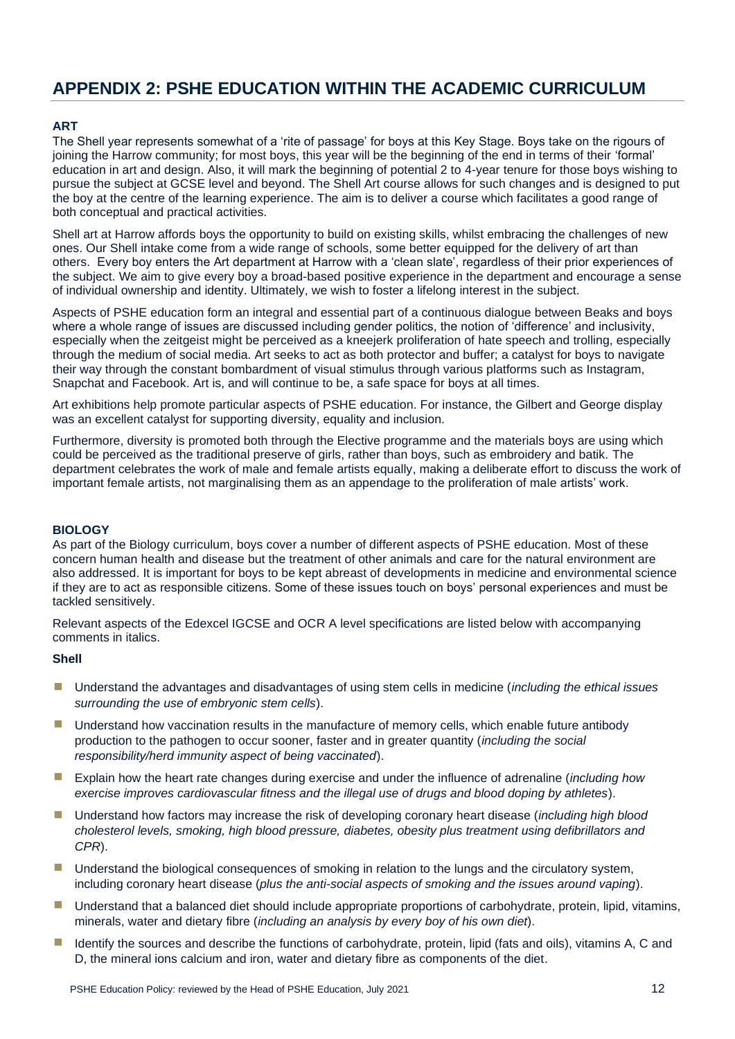## APPENDIX 2: PSHE EDUCATION WITHIN THE ACADEMIC CURRICULUM

### ART

The Shell year represents somewhat of a 'rite of passage' for boys at this Key Stage. Boys take on the rigours of joining the Harrow community; for most boys, this year will be the beginning of the end in terms of their 'formal' education in art and design. Also, it will mark the beginning of potential 2 to 4-year tenure for those boys wishing to pursue the subject at GCSE level and beyond. The Shell Art course allows for such changes and is designed to put the boy at the centre of the learning experience. The aim is to deliver a course which facilitates a good range of both conceptual and practical activities.

Shell art at Harrow affords boys the opportunity to build on existing skills, whilst embracing the challenges of new ones. Our Shell intake come from a wide range of schools, some better equipped for the delivery of art than others. Every boy enters the Art department at Harrow with a 'clean slate', regardless of their prior experiences of the subject. We aim to give every boy a broad-based positive experience in the department and encourage a sense of individual ownership and identity. Ultimately, we wish to foster a lifelong interest in the subject.

Aspects of PSHE education form an integral and essential part of a continuous dialogue between Beaks and boys where a whole range of issues are discussed including gender politics, the notion of 'difference' and inclusivity, especially when the zeitgeist might be perceived as a kneejerk proliferation of hate speech and trolling, especially through the medium of social media. Art seeks to act as both protector and buffer; a catalyst for boys to navigate their way through the constant bombardment of visual stimulus through various platforms such as Instagram, Snapchat and Facebook. Art is, and will continue to be, a safe space for boys at all times.

Art exhibitions help promote particular aspects of PSHE education. For instance, the Gilbert and George display was an excellent catalyst for supporting diversity, equality and inclusion.

Furthermore, diversity is promoted both through the Elective programme and the materials boys are using which could be perceived as the traditional preserve of girls, rather than boys, such as embroidery and batik. The department celebrates the work of male and female artists equally, making a deliberate effort to discuss the work of important female artists, not marginalising them as an appendage to the proliferation of male artists' work.

### BIOLOGY

As part of the Biology curriculum, boys cover a number of different aspects of PSHE education. Most of these concern human health and disease but the treatment of other animals and care for the natural environment are also addressed. It is important for boys to be kept abreast of developments in medicine and environmental science if they are to act as responsible citizens. Some of these issues touch on boys' personal experiences and must be tackled sensitively.

Relevant aspects of the Edexcel IGCSE and OCR A level specifications are listed below with accompanying comments in italics.

**Shell**

- Understand the advantages and disadvantages of using stem cells in medicine (*including the ethical issues surrounding the use of embryonic stem cells*).
- Understand how vaccination results in the manufacture of memory cells, which enable future antibody production to the pathogen to occur sooner, faster and in greater quantity (*including the social responsibility/herd immunity aspect of being vaccinated*).
- Explain how the heart rate changes during exercise and under the influence of adrenaline (*including how exercise improves cardiovascular fitness and the illegal use of drugs and blood doping by athletes*).
- Understand how factors may increase the risk of developing coronary heart disease (*including high blood cholesterol levels, smoking, high blood pressure, diabetes, obesity plus treatment using defibrillators and CPR*).
- Understand the biological consequences of smoking in relation to the lungs and the circulatory system, including coronary heart disease (*plus the anti-social aspects of smoking and the issues around vaping*).
- Understand that a balanced diet should include appropriate proportions of carbohydrate, protein, lipid, vitamins, minerals, water and dietary fibre (*including an analysis by every boy of his own diet*).
- Identify the sources and describe the functions of carbohydrate, protein, lipid (fats and oils), vitamins A, C and D, the mineral ions calcium and iron, water and dietary fibre as components of the diet.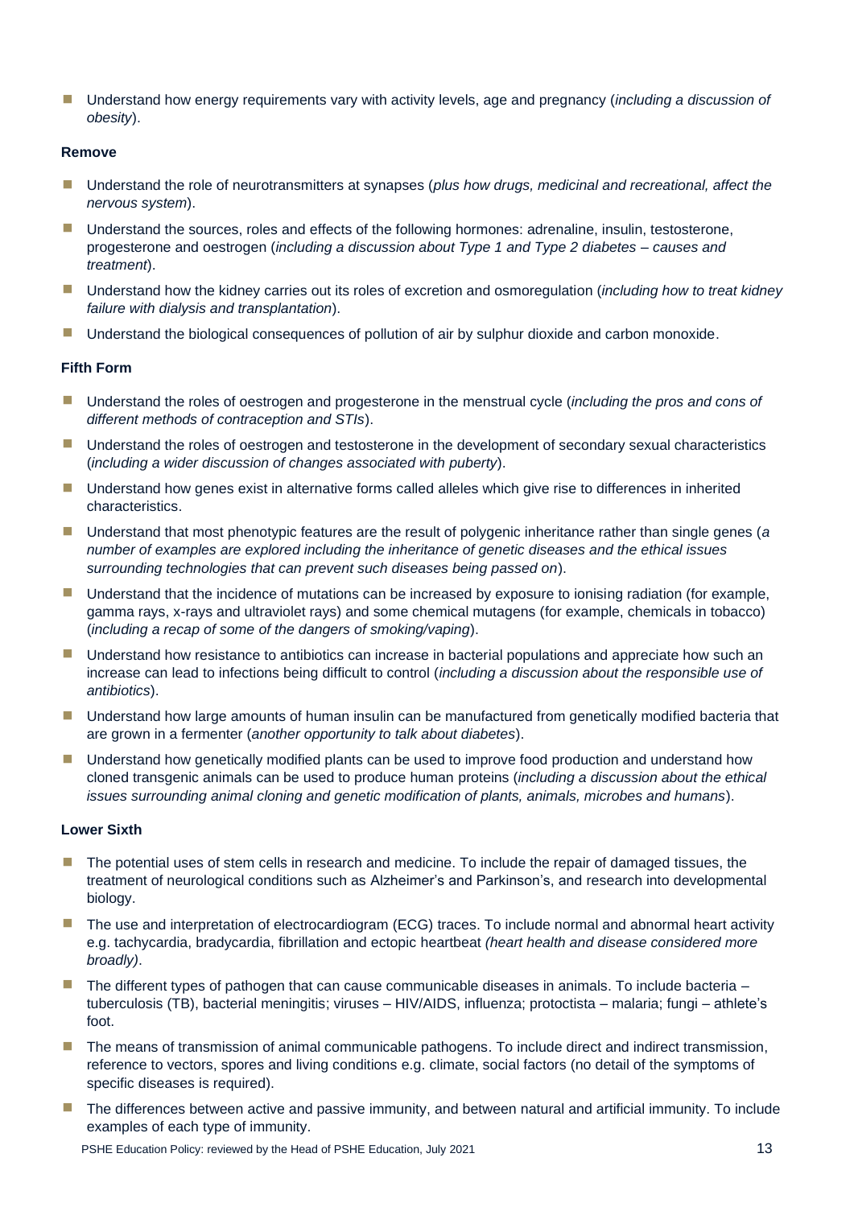- Understand how energy requirements vary with activity levels, age and pregnancy (*including a discussion of obesity*).

**Remove**

- Understand the role of neurotransmitters at synapses (*plus how drugs, medicinal and recreational, affect the nervous system*).
- Understand the sources, roles and effects of the following hormones: adrenaline, insulin, testosterone, progesterone and oestrogen (*including a discussion about Type 1 and Type 2 diabetes – causes and treatment*).
- Understand how the kidney carries out its roles of excretion and osmoregulation (*including how to treat kidney failure with dialysis and transplantation*).
- Understand the biological consequences of pollution of air by sulphur dioxide and carbon monoxide.

**Fifth Form**

- Understand the roles of oestrogen and progesterone in the menstrual cycle (*including the pros and cons of different methods of contraception and STIs*).
- Understand the roles of oestrogen and testosterone in the development of secondary sexual characteristics (*including a wider discussion of changes associated with puberty*).
- Understand how genes exist in alternative forms called alleles which give rise to differences in inherited characteristics.
- Understand that most phenotypic features are the result of polygenic inheritance rather than single genes (*a number of examples are explored including the inheritance of genetic diseases and the ethical issues surrounding technologies that can prevent such diseases being passed on*).
- Understand that the incidence of mutations can be increased by exposure to ionising radiation (for example, gamma rays, x-rays and ultraviolet rays) and some chemical mutagens (for example, chemicals in tobacco) (*including a recap of some of the dangers of smoking/vaping*).
- Understand how resistance to antibiotics can increase in bacterial populations and appreciate how such an increase can lead to infections being difficult to control (*including a discussion about the responsible use of antibiotics*).
- Understand how large amounts of human insulin can be manufactured from genetically modified bacteria that are grown in a fermenter (*another opportunity to talk about diabetes*).
- Understand how genetically modified plants can be used to improve food production and understand how cloned transgenic animals can be used to produce human proteins (*including a discussion about the ethical issues surrounding animal cloning and genetic modification of plants, animals, microbes and humans*).

**Lower Sixth**

- The potential uses of stem cells in research and medicine. To include the repair of damaged tissues, the treatment of neurological conditions such as Alzheimer's and Parkinson's, and research into developmental biology.
- The use and interpretation of electrocardiogram (ECG) traces. To include normal and abnormal heart activity e.g. tachycardia, bradycardia, fibrillation and ectopic heartbeat *(heart health and disease considered more broadly)*.
- The different types of pathogen that can cause communicable diseases in animals. To include bacteria – tuberculosis (TB), bacterial meningitis; viruses – HIV/AIDS, influenza; protoctista – malaria; fungi – athlete's foot.
- The means of transmission of animal communicable pathogens. To include direct and indirect transmission, reference to vectors, spores and living conditions e.g. climate, social factors (no detail of the symptoms of specific diseases is required).
- The differences between active and passive immunity, and between natural and artificial immunity. To include examples of each type of immunity.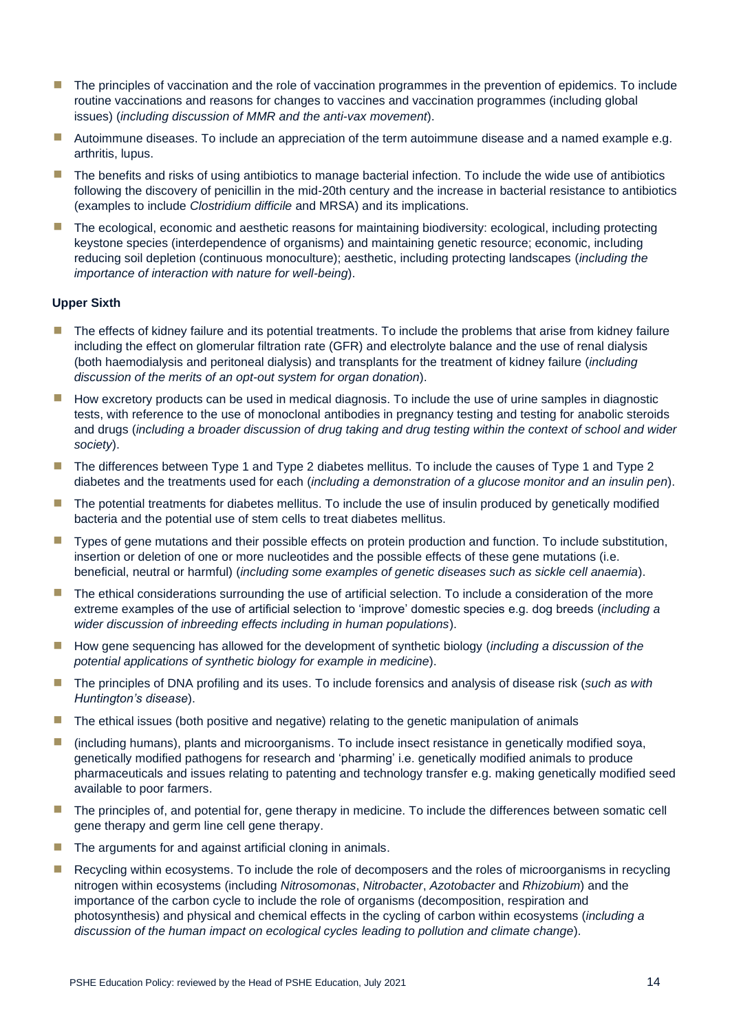- The principles of vaccination and the role of vaccination programmes in the prevention of epidemics. To include routine vaccinations and reasons for changes to vaccines and vaccination programmes (including global issues) (*including discussion of MMR and the anti-vax movement*).
- Autoimmune diseases. To include an appreciation of the term autoimmune disease and a named example e.g. arthritis, lupus.
- The benefits and risks of using antibiotics to manage bacterial infection. To include the wide use of antibiotics following the discovery of penicillin in the mid-20th century and the increase in bacterial resistance to antibiotics (examples to include *Clostridium difficile* and MRSA) and its implications.
- The ecological, economic and aesthetic reasons for maintaining biodiversity: ecological, including protecting keystone species (interdependence of organisms) and maintaining genetic resource; economic, including reducing soil depletion (continuous monoculture); aesthetic, including protecting landscapes (*including the importance of interaction with nature for well-being*).

**Upper Sixth**

- The effects of kidney failure and its potential treatments. To include the problems that arise from kidney failure including the effect on glomerular filtration rate (GFR) and electrolyte balance and the use of renal dialysis (both haemodialysis and peritoneal dialysis) and transplants for the treatment of kidney failure (*including discussion of the merits of an opt-out system for organ donation*).
- How excretory products can be used in medical diagnosis. To include the use of urine samples in diagnostic tests, with reference to the use of monoclonal antibodies in pregnancy testing and testing for anabolic steroids and drugs (*including a broader discussion of drug taking and drug testing within the context of school and wider society*).
- The differences between Type 1 and Type 2 diabetes mellitus. To include the causes of Type 1 and Type 2 diabetes and the treatments used for each (*including a demonstration of a glucose monitor and an insulin pen*).
- The potential treatments for diabetes mellitus. To include the use of insulin produced by genetically modified bacteria and the potential use of stem cells to treat diabetes mellitus.
- Types of gene mutations and their possible effects on protein production and function. To include substitution, insertion or deletion of one or more nucleotides and the possible effects of these gene mutations (i.e. beneficial, neutral or harmful) (*including some examples of genetic diseases such as sickle cell anaemia*).
- The ethical considerations surrounding the use of artificial selection. To include a consideration of the more extreme examples of the use of artificial selection to 'improve' domestic species e.g. dog breeds (*including a wider discussion of inbreeding effects including in human populations*).
- How gene sequencing has allowed for the development of synthetic biology (*including a discussion of the potential applications of synthetic biology for example in medicine*).
- The principles of DNA profiling and its uses. To include forensics and analysis of disease risk (*such as with Huntington's disease*).
- The ethical issues (both positive and negative) relating to the genetic manipulation of animals
- (including humans), plants and microorganisms. To include insect resistance in genetically modified soya, genetically modified pathogens for research and 'pharming' i.e. genetically modified animals to produce pharmaceuticals and issues relating to patenting and technology transfer e.g. making genetically modified seed available to poor farmers.
- The principles of, and potential for, gene therapy in medicine. To include the differences between somatic cell gene therapy and germ line cell gene therapy.
- The arguments for and against artificial cloning in animals.
- Recycling within ecosystems. To include the role of decomposers and the roles of microorganisms in recycling nitrogen within ecosystems (including *Nitrosomonas*, *Nitrobacter*, *Azotobacter* and *Rhizobium*) and the importance of the carbon cycle to include the role of organisms (decomposition, respiration and photosynthesis) and physical and chemical effects in the cycling of carbon within ecosystems (*including a discussion of the human impact on ecological cycles leading to pollution and climate change*).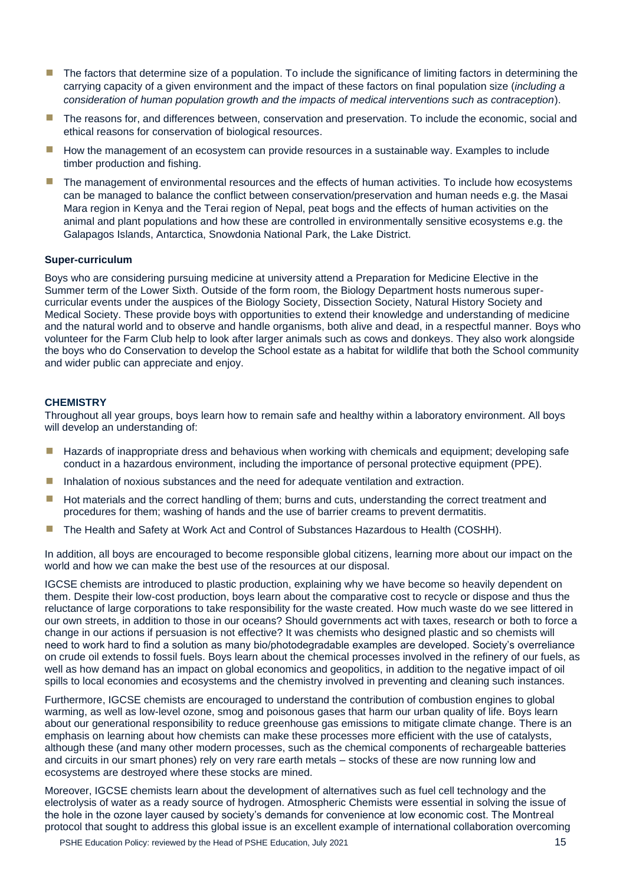- The factors that determine size of a population. To include the significance of limiting factors in determining the carrying capacity of a given environment and the impact of these factors on final population size (*including a consideration of human population growth and the impacts of medical interventions such as contraception*).
- The reasons for, and differences between, conservation and preservation. To include the economic, social and ethical reasons for conservation of biological resources.
- How the management of an ecosystem can provide resources in a sustainable way. Examples to include timber production and fishing.
- The management of environmental resources and the effects of human activities. To include how ecosystems can be managed to balance the conflict between conservation/preservation and human needs e.g. the Masai Mara region in Kenya and the Terai region of Nepal, peat bogs and the effects of human activities on the animal and plant populations and how these are controlled in environmentally sensitive ecosystems e.g. the Galapagos Islands, Antarctica, Snowdonia National Park, the Lake District.

**Super-curriculum**

Boys who are considering pursuing medicine at university attend a Preparation for Medicine Elective in the Summer term of the Lower Sixth. Outside of the form room, the Biology Department hosts numerous super-curricular events under the auspices of the Biology Society, Dissection Society, Natural History Society and Medical Society. These provide boys with opportunities to extend their knowledge and understanding of medicine and the natural world and to observe and handle organisms, both alive and dead, in a respectful manner. Boys who volunteer for the Farm Club help to look after larger animals such as cows and donkeys. They also work alongside the boys who do Conservation to develop the School estate as a habitat for wildlife that both the School community and wider public can appreciate and enjoy.

### CHEMISTRY

Throughout all year groups, boys learn how to remain safe and healthy within a laboratory environment. All boys will develop an understanding of:

- Hazards of inappropriate dress and behavious when working with chemicals and equipment; developing safe conduct in a hazardous environment, including the importance of personal protective equipment (PPE).
- Inhalation of noxious substances and the need for adequate ventilation and extraction.
- Hot materials and the correct handling of them; burns and cuts, understanding the correct treatment and procedures for them; washing of hands and the use of barrier creams to prevent dermatitis.
- The Health and Safety at Work Act and Control of Substances Hazardous to Health (COSHH).

In addition, all boys are encouraged to become responsible global citizens, learning more about our impact on the world and how we can make the best use of the resources at our disposal.

IGCSE chemists are introduced to plastic production, explaining why we have become so heavily dependent on them. Despite their low-cost production, boys learn about the comparative cost to recycle or dispose and thus the reluctance of large corporations to take responsibility for the waste created. How much waste do we see littered in our own streets, in addition to those in our oceans? Should governments act with taxes, research or both to force a change in our actions if persuasion is not effective? It was chemists who designed plastic and so chemists will need to work hard to find a solution as many bio/photodegradable examples are developed. Society's overreliance on crude oil extends to fossil fuels. Boys learn about the chemical processes involved in the refinery of our fuels, as well as how demand has an impact on global economics and geopolitics, in addition to the negative impact of oil spills to local economies and ecosystems and the chemistry involved in preventing and cleaning such instances.

Furthermore, IGCSE chemists are encouraged to understand the contribution of combustion engines to global warming, as well as low-level ozone, smog and poisonous gases that harm our urban quality of life. Boys learn about our generational responsibility to reduce greenhouse gas emissions to mitigate climate change. There is an emphasis on learning about how chemists can make these processes more efficient with the use of catalysts, although these (and many other modern processes, such as the chemical components of rechargeable batteries and circuits in our smart phones) rely on very rare earth metals – stocks of these are now running low and ecosystems are destroyed where these stocks are mined.

Moreover, IGCSE chemists learn about the development of alternatives such as fuel cell technology and the electrolysis of water as a ready source of hydrogen. Atmospheric Chemists were essential in solving the issue of the hole in the ozone layer caused by society's demands for convenience at low economic cost. The Montreal protocol that sought to address this global issue is an excellent example of international collaboration overcoming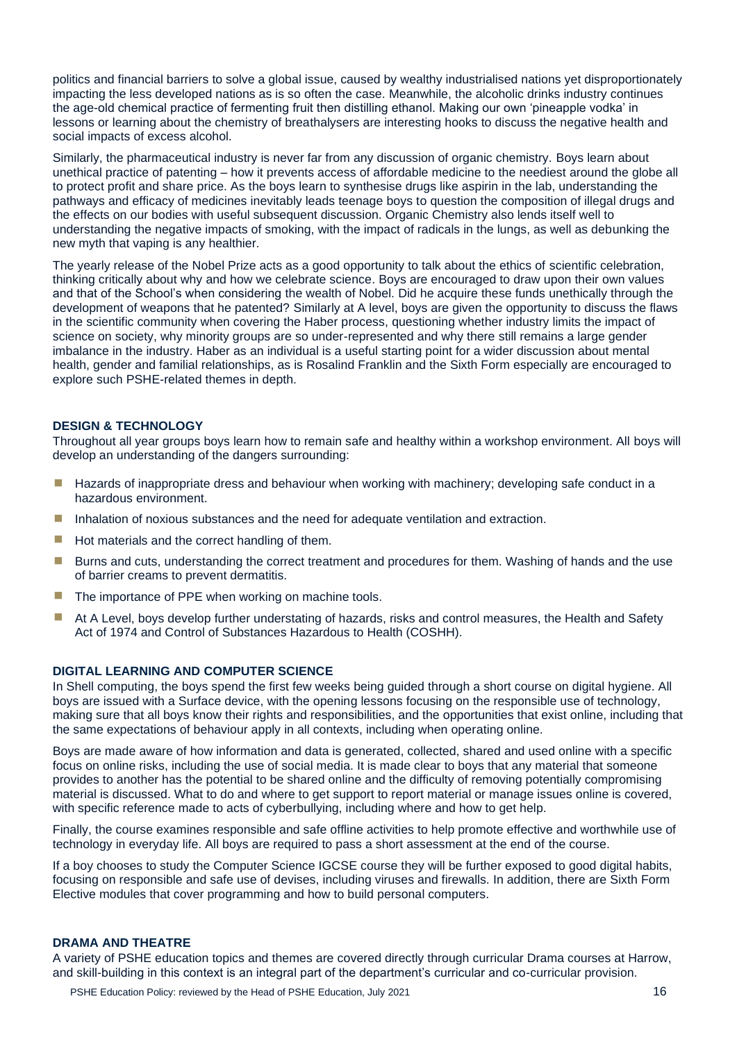politics and financial barriers to solve a global issue, caused by wealthy industrialised nations yet disproportionately impacting the less developed nations as is so often the case. Meanwhile, the alcoholic drinks industry continues the age-old chemical practice of fermenting fruit then distilling ethanol. Making our own 'pineapple vodka' in lessons or learning about the chemistry of breathalysers are interesting hooks to discuss the negative health and social impacts of excess alcohol.

Similarly, the pharmaceutical industry is never far from any discussion of organic chemistry. Boys learn about unethical practice of patenting – how it prevents access of affordable medicine to the neediest around the globe all to protect profit and share price. As the boys learn to synthesise drugs like aspirin in the lab, understanding the pathways and efficacy of medicines inevitably leads teenage boys to question the composition of illegal drugs and the effects on our bodies with useful subsequent discussion. Organic Chemistry also lends itself well to understanding the negative impacts of smoking, with the impact of radicals in the lungs, as well as debunking the new myth that vaping is any healthier.

The yearly release of the Nobel Prize acts as a good opportunity to talk about the ethics of scientific celebration, thinking critically about why and how we celebrate science. Boys are encouraged to draw upon their own values and that of the School's when considering the wealth of Nobel. Did he acquire these funds unethically through the development of weapons that he patented? Similarly at A level, boys are given the opportunity to discuss the flaws in the scientific community when covering the Haber process, questioning whether industry limits the impact of science on society, why minority groups are so under-represented and why there still remains a large gender imbalance in the industry. Haber as an individual is a useful starting point for a wider discussion about mental health, gender and familial relationships, as is Rosalind Franklin and the Sixth Form especially are encouraged to explore such PSHE-related themes in depth.

### DESIGN & TECHNOLOGY

Throughout all year groups boys learn how to remain safe and healthy within a workshop environment. All boys will develop an understanding of the dangers surrounding:

- Hazards of inappropriate dress and behaviour when working with machinery; developing safe conduct in a hazardous environment.
- Inhalation of noxious substances and the need for adequate ventilation and extraction.
- Hot materials and the correct handling of them.
- Burns and cuts, understanding the correct treatment and procedures for them. Washing of hands and the use of barrier creams to prevent dermatitis.
- The importance of PPE when working on machine tools.
- At A Level, boys develop further understating of hazards, risks and control measures, the Health and Safety Act of 1974 and Control of Substances Hazardous to Health (COSHH).

### DIGITAL LEARNING AND COMPUTER SCIENCE

In Shell computing, the boys spend the first few weeks being guided through a short course on digital hygiene. All boys are issued with a Surface device, with the opening lessons focusing on the responsible use of technology, making sure that all boys know their rights and responsibilities, and the opportunities that exist online, including that the same expectations of behaviour apply in all contexts, including when operating online.

Boys are made aware of how information and data is generated, collected, shared and used online with a specific focus on online risks, including the use of social media. It is made clear to boys that any material that someone provides to another has the potential to be shared online and the difficulty of removing potentially compromising material is discussed. What to do and where to get support to report material or manage issues online is covered, with specific reference made to acts of cyberbullying, including where and how to get help.

Finally, the course examines responsible and safe offline activities to help promote effective and worthwhile use of technology in everyday life. All boys are required to pass a short assessment at the end of the course.

If a boy chooses to study the Computer Science IGCSE course they will be further exposed to good digital habits, focusing on responsible and safe use of devises, including viruses and firewalls. In addition, there are Sixth Form Elective modules that cover programming and how to build personal computers.

### DRAMA AND THEATRE

A variety of PSHE education topics and themes are covered directly through curricular Drama courses at Harrow, and skill-building in this context is an integral part of the department's curricular and co-curricular provision.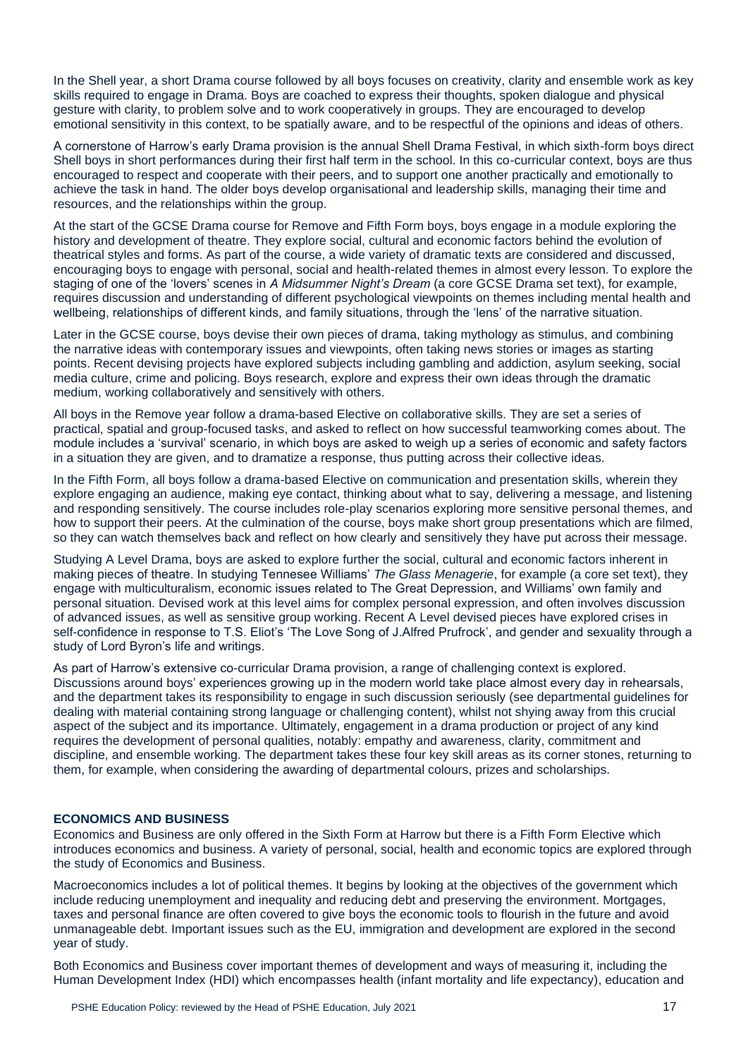In the Shell year, a short Drama course followed by all boys focuses on creativity, clarity and ensemble work as key skills required to engage in Drama. Boys are coached to express their thoughts, spoken dialogue and physical gesture with clarity, to problem solve and to work cooperatively in groups. They are encouraged to develop emotional sensitivity in this context, to be spatially aware, and to be respectful of the opinions and ideas of others.

A cornerstone of Harrow's early Drama provision is the annual Shell Drama Festival, in which sixth-form boys direct Shell boys in short performances during their first half term in the school. In this co-curricular context, boys are thus encouraged to respect and cooperate with their peers, and to support one another practically and emotionally to achieve the task in hand. The older boys develop organisational and leadership skills, managing their time and resources, and the relationships within the group.

At the start of the GCSE Drama course for Remove and Fifth Form boys, boys engage in a module exploring the history and development of theatre. They explore social, cultural and economic factors behind the evolution of theatrical styles and forms. As part of the course, a wide variety of dramatic texts are considered and discussed, encouraging boys to engage with personal, social and health-related themes in almost every lesson. To explore the staging of one of the 'lovers' scenes in *A Midsummer Night's Dream* (a core GCSE Drama set text), for example, requires discussion and understanding of different psychological viewpoints on themes including mental health and wellbeing, relationships of different kinds, and family situations, through the 'lens' of the narrative situation.

Later in the GCSE course, boys devise their own pieces of drama, taking mythology as stimulus, and combining the narrative ideas with contemporary issues and viewpoints, often taking news stories or images as starting points. Recent devising projects have explored subjects including gambling and addiction, asylum seeking, social media culture, crime and policing. Boys research, explore and express their own ideas through the dramatic medium, working collaboratively and sensitively with others.

All boys in the Remove year follow a drama-based Elective on collaborative skills. They are set a series of practical, spatial and group-focused tasks, and asked to reflect on how successful teamworking comes about. The module includes a 'survival' scenario, in which boys are asked to weigh up a series of economic and safety factors in a situation they are given, and to dramatize a response, thus putting across their collective ideas.

In the Fifth Form, all boys follow a drama-based Elective on communication and presentation skills, wherein they explore engaging an audience, making eye contact, thinking about what to say, delivering a message, and listening and responding sensitively. The course includes role-play scenarios exploring more sensitive personal themes, and how to support their peers. At the culmination of the course, boys make short group presentations which are filmed, so they can watch themselves back and reflect on how clearly and sensitively they have put across their message.

Studying A Level Drama, boys are asked to explore further the social, cultural and economic factors inherent in making pieces of theatre. In studying Tennessee Williams' *The Glass Menagerie*, for example (a core set text), they engage with multiculturalism, economic issues related to The Great Depression, and Williams' own family and personal situation. Devised work at this level aims for complex personal expression, and often involves discussion of advanced issues, as well as sensitive group working. Recent A Level devised pieces have explored crises in self-confidence in response to T.S. Eliot's 'The Love Song of J.Alfred Prufrock', and gender and sexuality through a study of Lord Byron's life and writings.

As part of Harrow's extensive co-curricular Drama provision, a range of challenging context is explored. Discussions around boys' experiences growing up in the modern world take place almost every day in rehearsals, and the department takes its responsibility to engage in such discussion seriously (see departmental guidelines for dealing with material containing strong language or challenging content), whilst not shying away from this crucial aspect of the subject and its importance. Ultimately, engagement in a drama production or project of any kind requires the development of personal qualities, notably: empathy and awareness, clarity, commitment and discipline, and ensemble working. The department takes these four key skill areas as its corner stones, returning to them, for example, when considering the awarding of departmental colours, prizes and scholarships.

**ECONOMICS AND BUSINESS**

Economics and Business are only offered in the Sixth Form at Harrow but there is a Fifth Form Elective which introduces economics and business. A variety of personal, social, health and economic topics are explored through the study of Economics and Business.

Macroeconomics includes a lot of political themes. It begins by looking at the objectives of the government which include reducing unemployment and inequality and reducing debt and preserving the environment. Mortgages, taxes and personal finance are often covered to give boys the economic tools to flourish in the future and avoid unmanageable debt. Important issues such as the EU, immigration and development are explored in the second year of study.

Both Economics and Business cover important themes of development and ways of measuring it, including the Human Development Index (HDI) which encompasses health (infant mortality and life expectancy), education and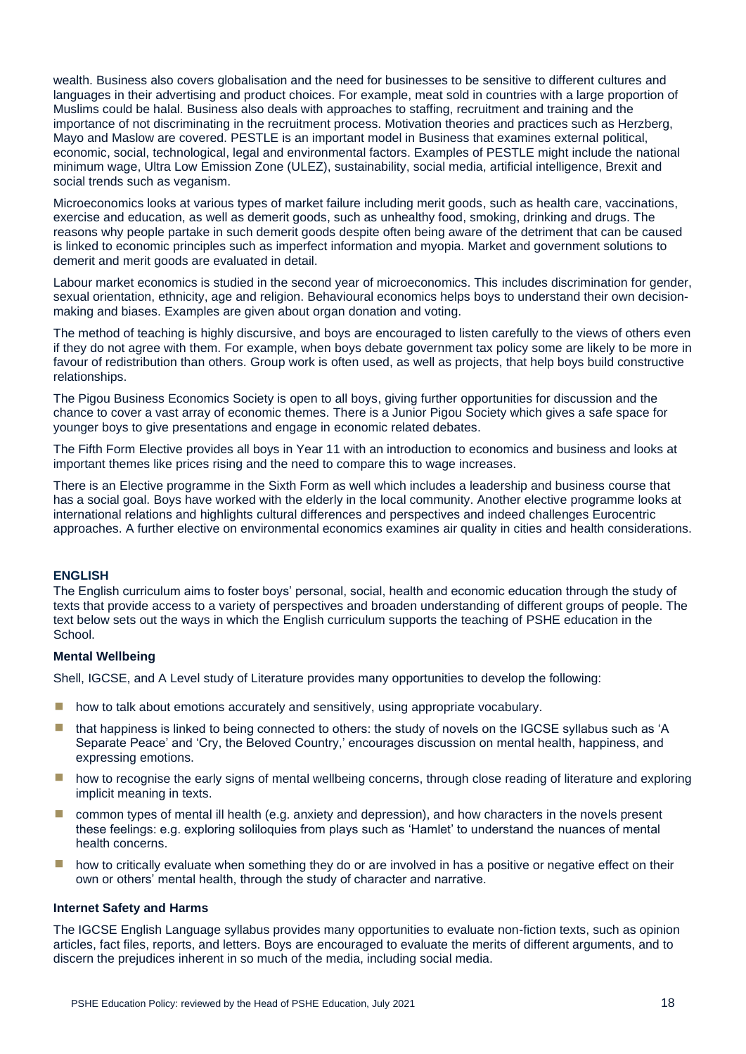wealth. Business also covers globalisation and the need for businesses to be sensitive to different cultures and languages in their advertising and product choices. For example, meat sold in countries with a large proportion of Muslims could be halal. Business also deals with approaches to staffing, recruitment and training and the importance of not discriminating in the recruitment process. Motivation theories and practices such as Herzberg, Mayo and Maslow are covered. PESTLE is an important model in Business that examines external political, economic, social, technological, legal and environmental factors. Examples of PESTLE might include the national minimum wage, Ultra Low Emission Zone (ULEZ), sustainability, social media, artificial intelligence, Brexit and social trends such as veganism.

Microeconomics looks at various types of market failure including merit goods, such as health care, vaccinations, exercise and education, as well as demerit goods, such as unhealthy food, smoking, drinking and drugs. The reasons why people partake in such demerit goods despite often being aware of the detriment that can be caused is linked to economic principles such as imperfect information and myopia. Market and government solutions to demerit and merit goods are evaluated in detail.

Labour market economics is studied in the second year of microeconomics. This includes discrimination for gender, sexual orientation, ethnicity, age and religion. Behavioural economics helps boys to understand their own decision-making and biases. Examples are given about organ donation and voting.

The method of teaching is highly discursive, and boys are encouraged to listen carefully to the views of others even if they do not agree with them. For example, when boys debate government tax policy some are likely to be more in favour of redistribution than others. Group work is often used, as well as projects, that help boys build constructive relationships.

The Pigou Business Economics Society is open to all boys, giving further opportunities for discussion and the chance to cover a vast array of economic themes. There is a Junior Pigou Society which gives a safe space for younger boys to give presentations and engage in economic related debates.

The Fifth Form Elective provides all boys in Year 11 with an introduction to economics and business and looks at important themes like prices rising and the need to compare this to wage increases.

There is an Elective programme in the Sixth Form as well which includes a leadership and business course that has a social goal. Boys have worked with the elderly in the local community. Another elective programme looks at international relations and highlights cultural differences and perspectives and indeed challenges Eurocentric approaches. A further elective on environmental economics examines air quality in cities and health considerations.

## ENGLISH

The English curriculum aims to foster boys' personal, social, health and economic education through the study of texts that provide access to a variety of perspectives and broaden understanding of different groups of people. The text below sets out the ways in which the English curriculum supports the teaching of PSHE education in the School.

### Mental Wellbeing

Shell, IGCSE, and A Level study of Literature provides many opportunities to develop the following:

- how to talk about emotions accurately and sensitively, using appropriate vocabulary.
- that happiness is linked to being connected to others: the study of novels on the IGCSE syllabus such as 'A Separate Peace' and 'Cry, the Beloved Country,' encourages discussion on mental health, happiness, and expressing emotions.
- how to recognise the early signs of mental wellbeing concerns, through close reading of literature and exploring implicit meaning in texts.
- common types of mental ill health (e.g. anxiety and depression), and how characters in the novels present these feelings: e.g. exploring soliloquies from plays such as 'Hamlet' to understand the nuances of mental health concerns.
- how to critically evaluate when something they do or are involved in has a positive or negative effect on their own or others' mental health, through the study of character and narrative.

### Internet Safety and Harms

The IGCSE English Language syllabus provides many opportunities to evaluate non-fiction texts, such as opinion articles, fact files, reports, and letters. Boys are encouraged to evaluate the merits of different arguments, and to discern the prejudices inherent in so much of the media, including social media.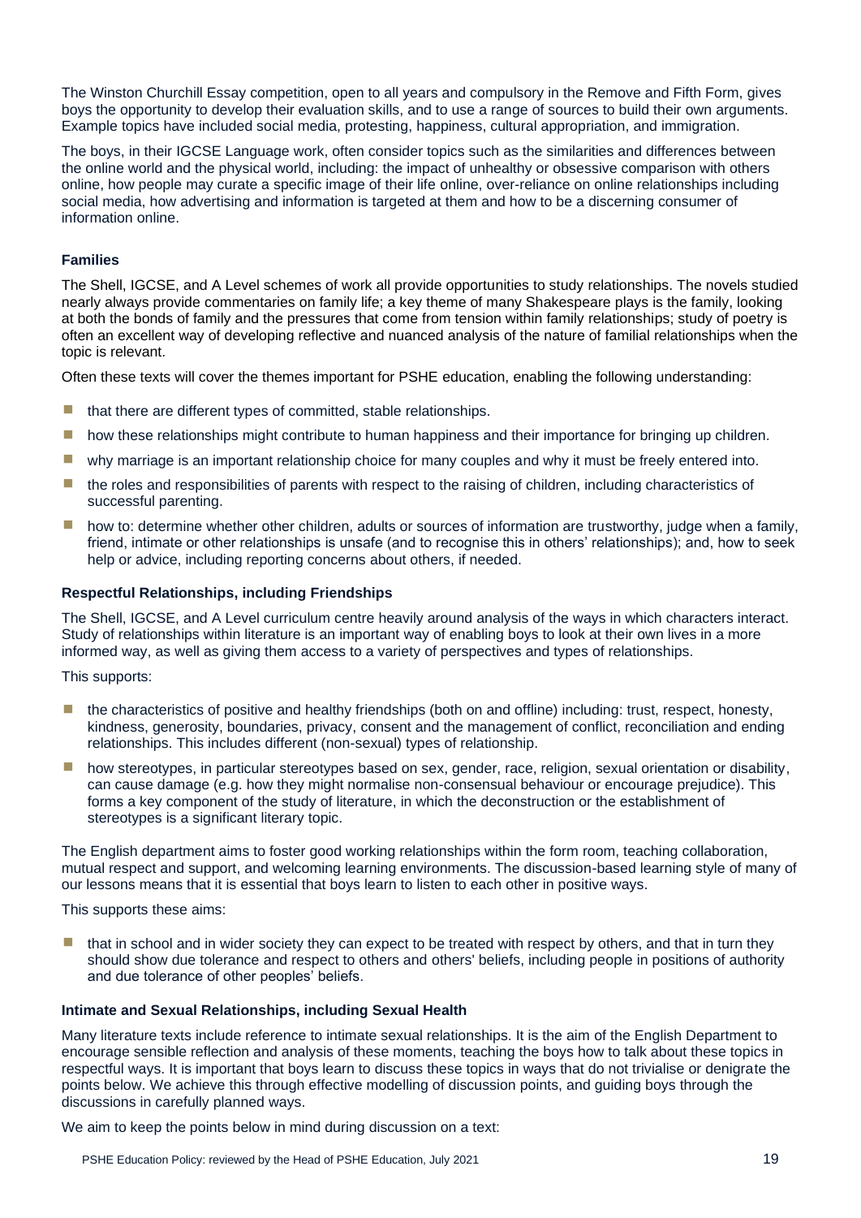The Winston Churchill Essay competition, open to all years and compulsory in the Remove and Fifth Form, gives boys the opportunity to develop their evaluation skills, and to use a range of sources to build their own arguments. Example topics have included social media, protesting, happiness, cultural appropriation, and immigration.

The boys, in their IGCSE Language work, often consider topics such as the similarities and differences between the online world and the physical world, including: the impact of unhealthy or obsessive comparison with others online, how people may curate a specific image of their life online, over-reliance on online relationships including social media, how advertising and information is targeted at them and how to be a discerning consumer of information online.

**Families**

The Shell, IGCSE, and A Level schemes of work all provide opportunities to study relationships. The novels studied nearly always provide commentaries on family life; a key theme of many Shakespeare plays is the family, looking at both the bonds of family and the pressures that come from tension within family relationships; study of poetry is often an excellent way of developing reflective and nuanced analysis of the nature of familial relationships when the topic is relevant.

Often these texts will cover the themes important for PSHE education, enabling the following understanding:

- that there are different types of committed, stable relationships.
- how these relationships might contribute to human happiness and their importance for bringing up children.
- why marriage is an important relationship choice for many couples and why it must be freely entered into.
- the roles and responsibilities of parents with respect to the raising of children, including characteristics of successful parenting.
- how to: determine whether other children, adults or sources of information are trustworthy, judge when a family, friend, intimate or other relationships is unsafe (and to recognise this in others' relationships); and, how to seek help or advice, including reporting concerns about others, if needed.

**Respectful Relationships, including Friendships**

The Shell, IGCSE, and A Level curriculum centre heavily around analysis of the ways in which characters interact. Study of relationships within literature is an important way of enabling boys to look at their own lives in a more informed way, as well as giving them access to a variety of perspectives and types of relationships.

This supports:

- the characteristics of positive and healthy friendships (both on and offline) including: trust, respect, honesty, kindness, generosity, boundaries, privacy, consent and the management of conflict, reconciliation and ending relationships. This includes different (non-sexual) types of relationship.
- how stereotypes, in particular stereotypes based on sex, gender, race, religion, sexual orientation or disability, can cause damage (e.g. how they might normalise non-consensual behaviour or encourage prejudice). This forms a key component of the study of literature, in which the deconstruction or the establishment of stereotypes is a significant literary topic.

The English department aims to foster good working relationships within the form room, teaching collaboration, mutual respect and support, and welcoming learning environments. The discussion-based learning style of many of our lessons means that it is essential that boys learn to listen to each other in positive ways.

This supports these aims:

- that in school and in wider society they can expect to be treated with respect by others, and that in turn they should show due tolerance and respect to others and others' beliefs, including people in positions of authority and due tolerance of other peoples' beliefs.

**Intimate and Sexual Relationships, including Sexual Health**

Many literature texts include reference to intimate sexual relationships. It is the aim of the English Department to encourage sensible reflection and analysis of these moments, teaching the boys how to talk about these topics in respectful ways. It is important that boys learn to discuss these topics in ways that do not trivialise or denigrate the points below. We achieve this through effective modelling of discussion points, and guiding boys through the discussions in carefully planned ways.

We aim to keep the points below in mind during discussion on a text: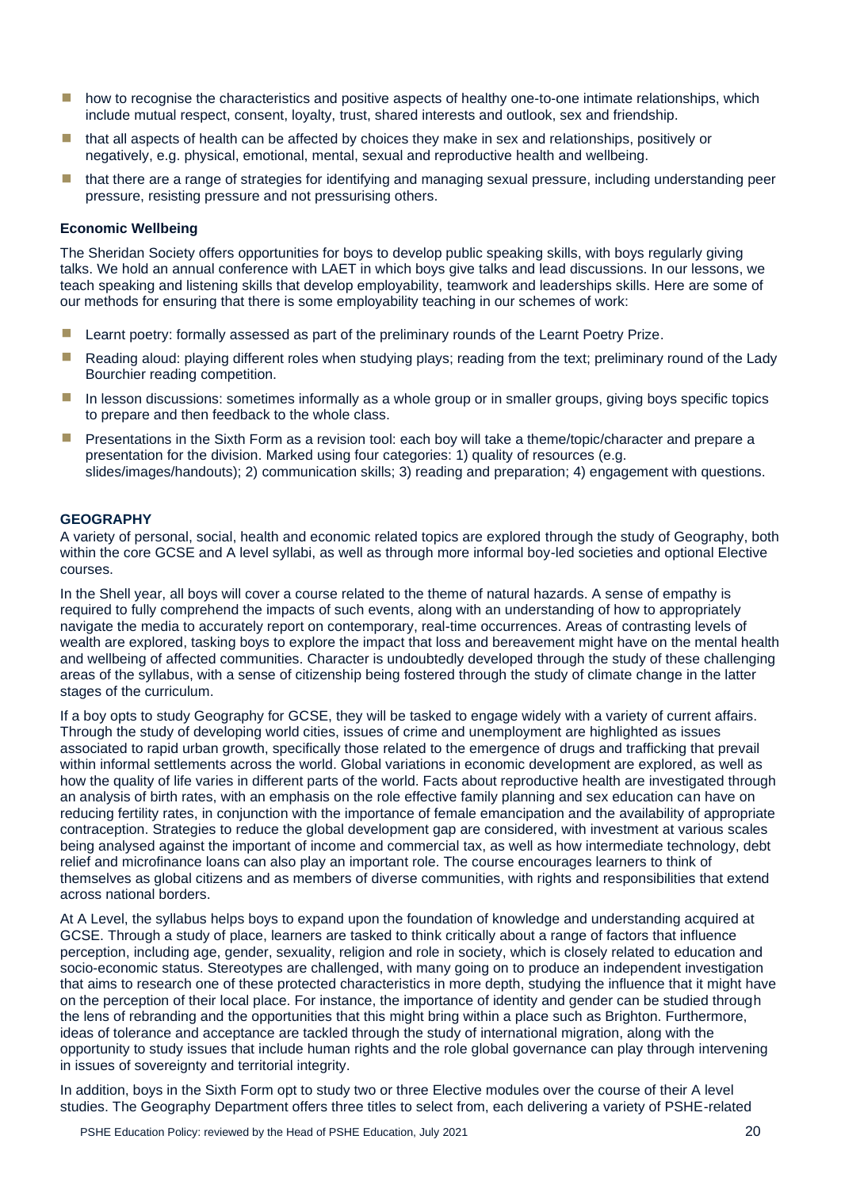- how to recognise the characteristics and positive aspects of healthy one-to-one intimate relationships, which include mutual respect, consent, loyalty, trust, shared interests and outlook, sex and friendship.
- that all aspects of health can be affected by choices they make in sex and relationships, positively or negatively, e.g. physical, emotional, mental, sexual and reproductive health and wellbeing.
- that there are a range of strategies for identifying and managing sexual pressure, including understanding peer pressure, resisting pressure and not pressurising others.

**Economic Wellbeing**

The Sheridan Society offers opportunities for boys to develop public speaking skills, with boys regularly giving talks. We hold an annual conference with LAET in which boys give talks and lead discussions. In our lessons, we teach speaking and listening skills that develop employability, teamwork and leaderships skills. Here are some of our methods for ensuring that there is some employability teaching in our schemes of work:

- Learnt poetry: formally assessed as part of the preliminary rounds of the Learnt Poetry Prize.
- Reading aloud: playing different roles when studying plays; reading from the text; preliminary round of the Lady Bourchier reading competition.
- In lesson discussions: sometimes informally as a whole group or in smaller groups, giving boys specific topics to prepare and then feedback to the whole class.
- Presentations in the Sixth Form as a revision tool: each boy will take a theme/topic/character and prepare a presentation for the division. Marked using four categories: 1) quality of resources (e.g. slides/images/handouts); 2) communication skills; 3) reading and preparation; 4) engagement with questions.

**GEOGRAPHY**

A variety of personal, social, health and economic related topics are explored through the study of Geography, both within the core GCSE and A level syllabi, as well as through more informal boy-led societies and optional Elective courses.

In the Shell year, all boys will cover a course related to the theme of natural hazards. A sense of empathy is required to fully comprehend the impacts of such events, along with an understanding of how to appropriately navigate the media to accurately report on contemporary, real-time occurrences. Areas of contrasting levels of wealth are explored, tasking boys to explore the impact that loss and bereavement might have on the mental health and wellbeing of affected communities. Character is undoubtedly developed through the study of these challenging areas of the syllabus, with a sense of citizenship being fostered through the study of climate change in the latter stages of the curriculum.

If a boy opts to study Geography for GCSE, they will be tasked to engage widely with a variety of current affairs. Through the study of developing world cities, issues of crime and unemployment are highlighted as issues associated to rapid urban growth, specifically those related to the emergence of drugs and trafficking that prevail within informal settlements across the world. Global variations in economic development are explored, as well as how the quality of life varies in different parts of the world. Facts about reproductive health are investigated through an analysis of birth rates, with an emphasis on the role effective family planning and sex education can have on reducing fertility rates, in conjunction with the importance of female emancipation and the availability of appropriate contraception. Strategies to reduce the global development gap are considered, with investment at various scales being analysed against the important of income and commercial tax, as well as how intermediate technology, debt relief and microfinance loans can also play an important role. The course encourages learners to think of themselves as global citizens and as members of diverse communities, with rights and responsibilities that extend across national borders.

At A Level, the syllabus helps boys to expand upon the foundation of knowledge and understanding acquired at GCSE. Through a study of place, learners are tasked to think critically about a range of factors that influence perception, including age, gender, sexuality, religion and role in society, which is closely related to education and socio-economic status. Stereotypes are challenged, with many going on to produce an independent investigation that aims to research one of these protected characteristics in more depth, studying the influence that it might have on the perception of their local place. For instance, the importance of identity and gender can be studied through the lens of rebranding and the opportunities that this might bring within a place such as Brighton. Furthermore, ideas of tolerance and acceptance are tackled through the study of international migration, along with the opportunity to study issues that include human rights and the role global governance can play through intervening in issues of sovereignty and territorial integrity.

In addition, boys in the Sixth Form opt to study two or three Elective modules over the course of their A level studies. The Geography Department offers three titles to select from, each delivering a variety of PSHE-related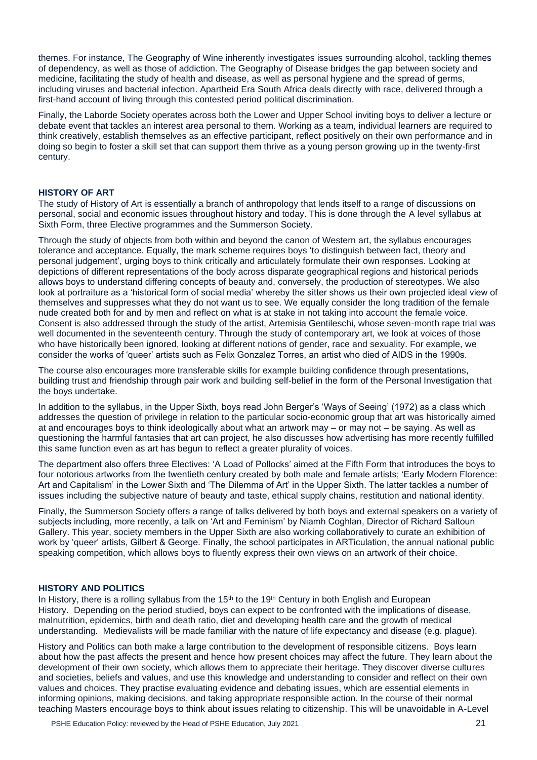themes. For instance, The Geography of Wine inherently investigates issues surrounding alcohol, tackling themes of dependency, as well as those of addiction. The Geography of Disease bridges the gap between society and medicine, facilitating the study of health and disease, as well as personal hygiene and the spread of germs, including viruses and bacterial infection. Apartheid Era South Africa deals directly with race, delivered through a first-hand account of living through this contested period political discrimination.

Finally, the Laborde Society operates across both the Lower and Upper School inviting boys to deliver a lecture or debate event that tackles an interest area personal to them. Working as a team, individual learners are required to think creatively, establish themselves as an effective participant, reflect positively on their own performance and in doing so begin to foster a skill set that can support them thrive as a young person growing up in the twenty-first century.

## HISTORY OF ART

The study of History of Art is essentially a branch of anthropology that lends itself to a range of discussions on personal, social and economic issues throughout history and today. This is done through the A level syllabus at Sixth Form, three Elective programmes and the Summerson Society.

Through the study of objects from both within and beyond the canon of Western art, the syllabus encourages tolerance and acceptance. Equally, the mark scheme requires boys 'to distinguish between fact, theory and personal judgement', urging boys to think critically and articulately formulate their own responses. Looking at depictions of different representations of the body across disparate geographical regions and historical periods allows boys to understand differing concepts of beauty and, conversely, the production of stereotypes. We also look at portraiture as a 'historical form of social media' whereby the sitter shows us their own projected ideal view of themselves and suppresses what they do not want us to see. We equally consider the long tradition of the female nude created both for and by men and reflect on what is at stake in not taking into account the female voice. Consent is also addressed through the study of the artist, Artemisia Gentileschi, whose seven-month rape trial was well documented in the seventeenth century. Through the study of contemporary art, we look at voices of those who have historically been ignored, looking at different notions of gender, race and sexuality. For example, we consider the works of 'queer' artists such as Felix Gonzalez Torres, an artist who died of AIDS in the 1990s.

The course also encourages more transferable skills for example building confidence through presentations, building trust and friendship through pair work and building self-belief in the form of the Personal Investigation that the boys undertake.

In addition to the syllabus, in the Upper Sixth, boys read John Berger's 'Ways of Seeing' (1972) as a class which addresses the question of privilege in relation to the particular socio-economic group that art was historically aimed at and encourages boys to think ideologically about what an artwork may – or may not – be saying. As well as questioning the harmful fantasies that art can project, he also discusses how advertising has more recently fulfilled this same function even as art has begun to reflect a greater plurality of voices.

The department also offers three Electives: 'A Load of Pollocks' aimed at the Fifth Form that introduces the boys to four notorious artworks from the twentieth century created by both male and female artists; 'Early Modern Florence: Art and Capitalism' in the Lower Sixth and 'The Dilemma of Art' in the Upper Sixth. The latter tackles a number of issues including the subjective nature of beauty and taste, ethical supply chains, restitution and national identity.

Finally, the Summerson Society offers a range of talks delivered by both boys and external speakers on a variety of subjects including, more recently, a talk on 'Art and Feminism' by Niamh Coghlan, Director of Richard Saltoun Gallery. This year, society members in the Upper Sixth are also working collaboratively to curate an exhibition of work by 'queer' artists, Gilbert & George. Finally, the school participates in ARTiculation, the annual national public speaking competition, which allows boys to fluently express their own views on an artwork of their choice.

## HISTORY AND POLITICS

In History, there is a rolling syllabus from the 15th to the 19th Century in both English and European History. Depending on the period studied, boys can expect to be confronted with the implications of disease, malnutrition, epidemics, birth and death ratio, diet and developing health care and the growth of medical understanding. Medievalists will be made familiar with the nature of life expectancy and disease (e.g. plague).

History and Politics can both make a large contribution to the development of responsible citizens. Boys learn about how the past affects the present and hence how present choices may affect the future. They learn about the development of their own society, which allows them to appreciate their heritage. They discover diverse cultures and societies, beliefs and values, and use this knowledge and understanding to consider and reflect on their own values and choices. They practise evaluating evidence and debating issues, which are essential elements in informing opinions, making decisions, and taking appropriate responsible action. In the course of their normal teaching Masters encourage boys to think about issues relating to citizenship. This will be unavoidable in A-Level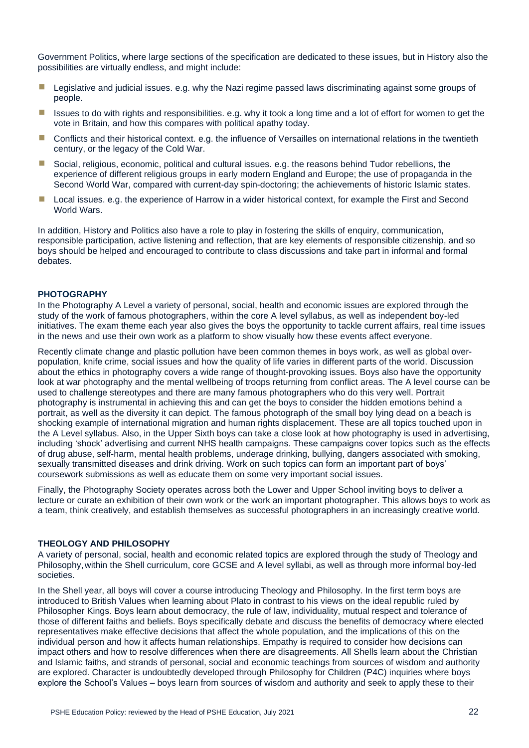Government Politics, where large sections of the specification are dedicated to these issues, but in History also the possibilities are virtually endless, and might include:

- Legislative and judicial issues. e.g. why the Nazi regime passed laws discriminating against some groups of people.
- Issues to do with rights and responsibilities. e.g. why it took a long time and a lot of effort for women to get the vote in Britain, and how this compares with political apathy today.
- Conflicts and their historical context. e.g. the influence of Versailles on international relations in the twentieth century, or the legacy of the Cold War.
- Social, religious, economic, political and cultural issues. e.g. the reasons behind Tudor rebellions, the experience of different religious groups in early modern England and Europe; the use of propaganda in the Second World War, compared with current-day spin-doctoring; the achievements of historic Islamic states.
- Local issues. e.g. the experience of Harrow in a wider historical context, for example the First and Second World Wars.

In addition, History and Politics also have a role to play in fostering the skills of enquiry, communication, responsible participation, active listening and reflection, that are key elements of responsible citizenship, and so boys should be helped and encouraged to contribute to class discussions and take part in informal and formal debates.

### PHOTOGRAPHY

In the Photography A Level a variety of personal, social, health and economic issues are explored through the study of the work of famous photographers, within the core A level syllabus, as well as independent boy-led initiatives. The exam theme each year also gives the boys the opportunity to tackle current affairs, real time issues in the news and use their own work as a platform to show visually how these events affect everyone.

Recently climate change and plastic pollution have been common themes in boys work, as well as global over-population, knife crime, social issues and how the quality of life varies in different parts of the world. Discussion about the ethics in photography covers a wide range of thought-provoking issues. Boys also have the opportunity look at war photography and the mental wellbeing of troops returning from conflict areas. The A level course can be used to challenge stereotypes and there are many famous photographers who do this very well. Portrait photography is instrumental in achieving this and can get the boys to consider the hidden emotions behind a portrait, as well as the diversity it can depict. The famous photograph of the small boy lying dead on a beach is shocking example of international migration and human rights displacement. These are all topics touched upon in the A Level syllabus. Also, in the Upper Sixth boys can take a close look at how photography is used in advertising, including 'shock' advertising and current NHS health campaigns. These campaigns cover topics such as the effects of drug abuse, self-harm, mental health problems, underage drinking, bullying, dangers associated with smoking, sexually transmitted diseases and drink driving. Work on such topics can form an important part of boys' coursework submissions as well as educate them on some very important social issues.

Finally, the Photography Society operates across both the Lower and Upper School inviting boys to deliver a lecture or curate an exhibition of their own work or the work an important photographer. This allows boys to work as a team, think creatively, and establish themselves as successful photographers in an increasingly creative world.

### THEOLOGY AND PHILOSOPHY

A variety of personal, social, health and economic related topics are explored through the study of Theology and Philosophy, within the Shell curriculum, core GCSE and A level syllabi, as well as through more informal boy-led societies.

In the Shell year, all boys will cover a course introducing Theology and Philosophy. In the first term boys are introduced to British Values when learning about Plato in contrast to his views on the ideal republic ruled by Philosopher Kings. Boys learn about democracy, the rule of law, individuality, mutual respect and tolerance of those of different faiths and beliefs. Boys specifically debate and discuss the benefits of democracy where elected representatives make effective decisions that affect the whole population, and the implications of this on the individual person and how it affects human relationships. Empathy is required to consider how decisions can impact others and how to resolve differences when there are disagreements. All Shells learn about the Christian and Islamic faiths, and strands of personal, social and economic teachings from sources of wisdom and authority are explored. Character is undoubtedly developed through Philosophy for Children (P4C) inquiries where boys explore the School's Values – boys learn from sources of wisdom and authority and seek to apply these to their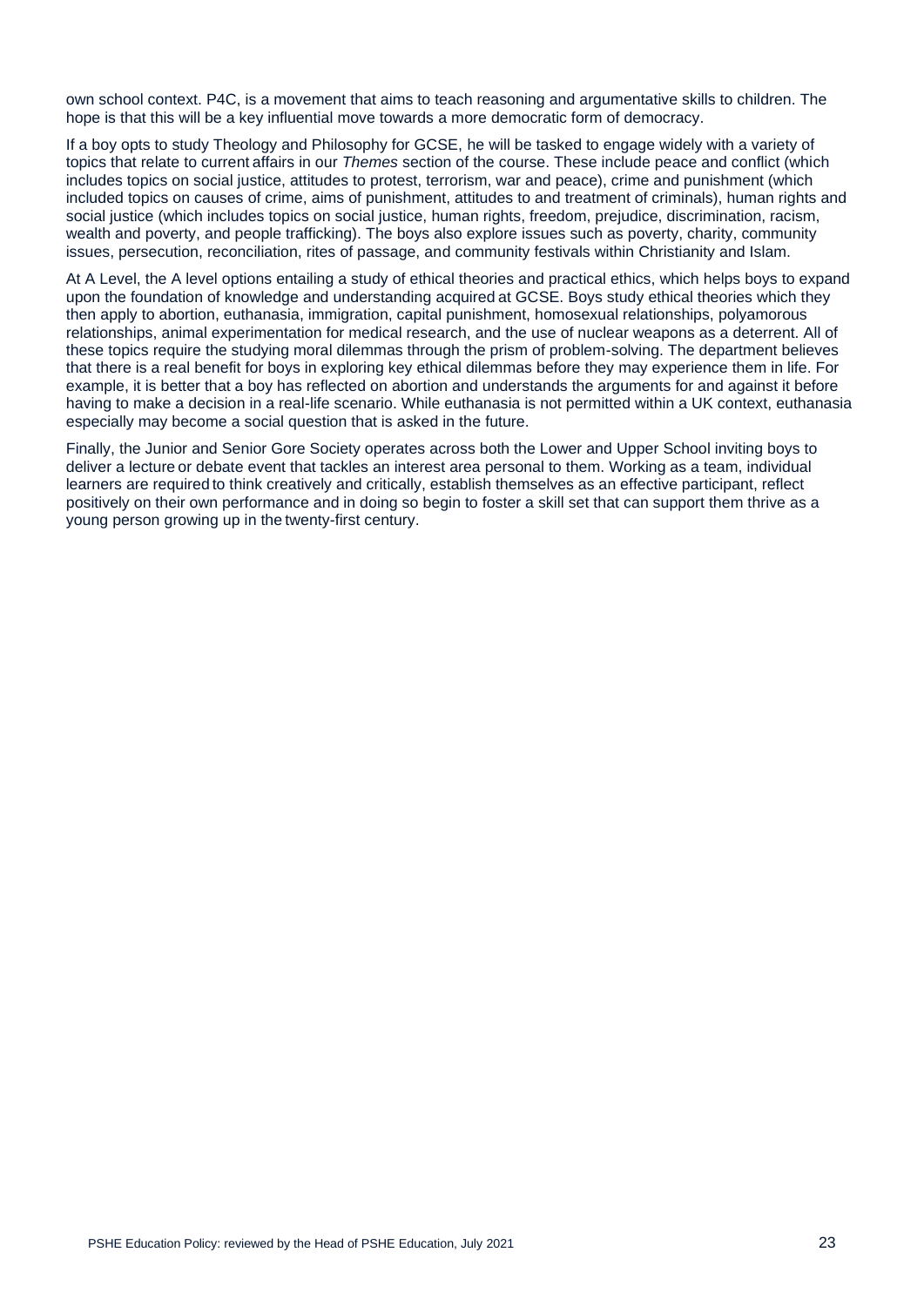own school context. P4C, is a movement that aims to teach reasoning and argumentative skills to children. The hope is that this will be a key influential move towards a more democratic form of democracy.

If a boy opts to study Theology and Philosophy for GCSE, he will be tasked to engage widely with a variety of topics that relate to current affairs in our *Themes* section of the course. These include peace and conflict (which includes topics on social justice, attitudes to protest, terrorism, war and peace), crime and punishment (which included topics on causes of crime, aims of punishment, attitudes to and treatment of criminals), human rights and social justice (which includes topics on social justice, human rights, freedom, prejudice, discrimination, racism, wealth and poverty, and people trafficking). The boys also explore issues such as poverty, charity, community issues, persecution, reconciliation, rites of passage, and community festivals within Christianity and Islam.

At A Level, the A level options entailing a study of ethical theories and practical ethics, which helps boys to expand upon the foundation of knowledge and understanding acquired at GCSE. Boys study ethical theories which they then apply to abortion, euthanasia, immigration, capital punishment, homosexual relationships, polyamorous relationships, animal experimentation for medical research, and the use of nuclear weapons as a deterrent. All of these topics require the studying moral dilemmas through the prism of problem-solving. The department believes that there is a real benefit for boys in exploring key ethical dilemmas before they may experience them in life. For example, it is better that a boy has reflected on abortion and understands the arguments for and against it before having to make a decision in a real-life scenario. While euthanasia is not permitted within a UK context, euthanasia especially may become a social question that is asked in the future.

Finally, the Junior and Senior Gore Society operates across both the Lower and Upper School inviting boys to deliver a lecture or debate event that tackles an interest area personal to them. Working as a team, individual learners are required to think creatively and critically, establish themselves as an effective participant, reflect positively on their own performance and in doing so begin to foster a skill set that can support them thrive as a young person growing up in the twenty-first century.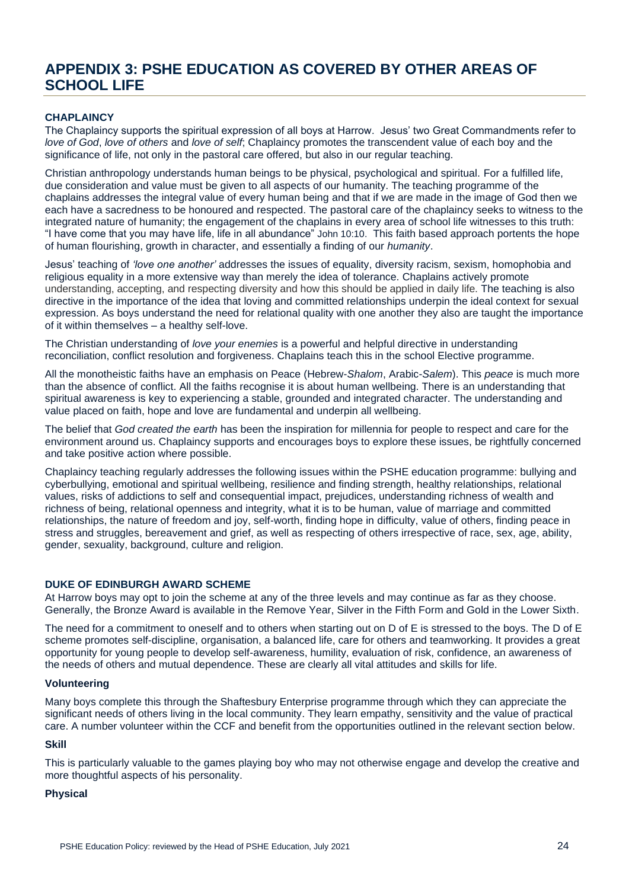# APPENDIX 3: PSHE EDUCATION AS COVERED BY OTHER AREAS OF SCHOOL LIFE

### CHAPLAINCY

The Chaplaincy supports the spiritual expression of all boys at Harrow. Jesus' two Great Commandments refer to *love of God*, *love of others* and *love of self*; Chaplaincy promotes the transcendent value of each boy and the significance of life, not only in the pastoral care offered, but also in our regular teaching.

Christian anthropology understands human beings to be physical, psychological and spiritual. For a fulfilled life, due consideration and value must be given to all aspects of our humanity. The teaching programme of the chaplains addresses the integral value of every human being and that if we are made in the image of God then we each have a sacredness to be honoured and respected. The pastoral care of the chaplaincy seeks to witness to the integrated nature of humanity; the engagement of the chaplains in every area of school life witnesses to this truth: "I have come that you may have life, life in all abundance" John 10:10. This faith based approach portents the hope of human flourishing, growth in character, and essentially a finding of our *humanity*.

Jesus' teaching of *'love one another'* addresses the issues of equality, diversity racism, sexism, homophobia and religious equality in a more extensive way than merely the idea of tolerance. Chaplains actively promote understanding, accepting, and respecting diversity and how this should be applied in daily life. The teaching is also directive in the importance of the idea that loving and committed relationships underpin the ideal context for sexual expression. As boys understand the need for relational quality with one another they also are taught the importance of it within themselves – a healthy self-love.

The Christian understanding of *love your enemies* is a powerful and helpful directive in understanding reconciliation, conflict resolution and forgiveness. Chaplains teach this in the school Elective programme.

All the monotheistic faiths have an emphasis on Peace (Hebrew-*Shalom*, Arabic-*Salem*). This *peace* is much more than the absence of conflict. All the faiths recognise it is about human wellbeing. There is an understanding that spiritual awareness is key to experiencing a stable, grounded and integrated character. The understanding and value placed on faith, hope and love are fundamental and underpin all wellbeing.

The belief that *God created the earth* has been the inspiration for millennia for people to respect and care for the environment around us. Chaplaincy supports and encourages boys to explore these issues, be rightfully concerned and take positive action where possible.

Chaplaincy teaching regularly addresses the following issues within the PSHE education programme: bullying and cyberbullying, emotional and spiritual wellbeing, resilience and finding strength, healthy relationships, relational values, risks of addictions to self and consequential impact, prejudices, understanding richness of wealth and richness of being, relational openness and integrity, what it is to be human, value of marriage and committed relationships, the nature of freedom and joy, self-worth, finding hope in difficulty, value of others, finding peace in stress and struggles, bereavement and grief, as well as respecting of others irrespective of race, sex, age, ability, gender, sexuality, background, culture and religion.

### DUKE OF EDINBURGH AWARD SCHEME

At Harrow boys may opt to join the scheme at any of the three levels and may continue as far as they choose. Generally, the Bronze Award is available in the Remove Year, Silver in the Fifth Form and Gold in the Lower Sixth.

The need for a commitment to oneself and to others when starting out on D of E is stressed to the boys. The D of E scheme promotes self-discipline, organisation, a balanced life, care for others and teamworking. It provides a great opportunity for young people to develop self-awareness, humility, evaluation of risk, confidence, an awareness of the needs of others and mutual dependence. These are clearly all vital attitudes and skills for life.

#### Volunteering

Many boys complete this through the Shaftesbury Enterprise programme through which they can appreciate the significant needs of others living in the local community. They learn empathy, sensitivity and the value of practical care. A number volunteer within the CCF and benefit from the opportunities outlined in the relevant section below.

#### Skill

This is particularly valuable to the games playing boy who may not otherwise engage and develop the creative and more thoughtful aspects of his personality.

#### Physical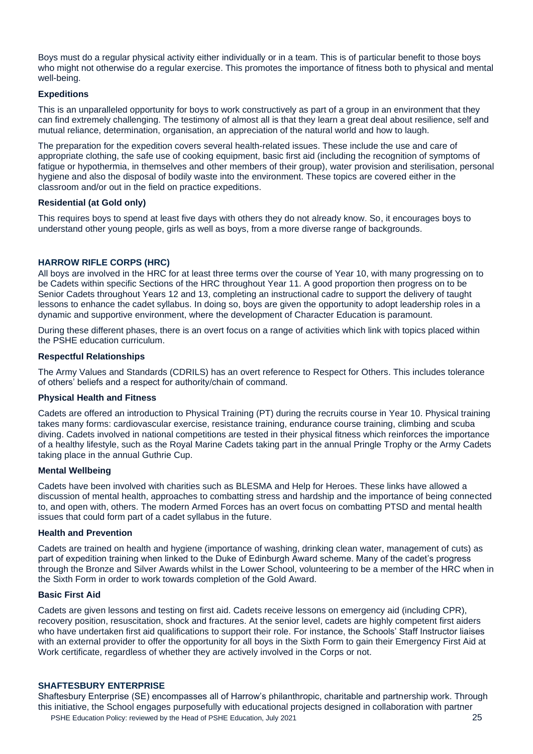Boys must do a regular physical activity either individually or in a team. This is of particular benefit to those boys who might not otherwise do a regular exercise. This promotes the importance of fitness both to physical and mental well-being.

**Expeditions**

This is an unparalleled opportunity for boys to work constructively as part of a group in an environment that they can find extremely challenging. The testimony of almost all is that they learn a great deal about resilience, self and mutual reliance, determination, organisation, an appreciation of the natural world and how to laugh.

The preparation for the expedition covers several health-related issues. These include the use and care of appropriate clothing, the safe use of cooking equipment, basic first aid (including the recognition of symptoms of fatigue or hypothermia, in themselves and other members of their group), water provision and sterilisation, personal hygiene and also the disposal of bodily waste into the environment. These topics are covered either in the classroom and/or out in the field on practice expeditions.

**Residential (at Gold only)**

This requires boys to spend at least five days with others they do not already know. So, it encourages boys to understand other young people, girls as well as boys, from a more diverse range of backgrounds.

## HARROW RIFLE CORPS (HRC)

All boys are involved in the HRC for at least three terms over the course of Year 10, with many progressing on to be Cadets within specific Sections of the HRC throughout Year 11. A good proportion then progress on to be Senior Cadets throughout Years 12 and 13, completing an instructional cadre to support the delivery of taught lessons to enhance the cadet syllabus. In doing so, boys are given the opportunity to adopt leadership roles in a dynamic and supportive environment, where the development of Character Education is paramount.

During these different phases, there is an overt focus on a range of activities which link with topics placed within the PSHE education curriculum.

**Respectful Relationships**

The Army Values and Standards (CDRILS) has an overt reference to Respect for Others. This includes tolerance of others' beliefs and a respect for authority/chain of command.

**Physical Health and Fitness**

Cadets are offered an introduction to Physical Training (PT) during the recruits course in Year 10. Physical training takes many forms: cardiovascular exercise, resistance training, endurance course training, climbing and scuba diving. Cadets involved in national competitions are tested in their physical fitness which reinforces the importance of a healthy lifestyle, such as the Royal Marine Cadets taking part in the annual Pringle Trophy or the Army Cadets taking place in the annual Guthrie Cup.

**Mental Wellbeing**

Cadets have been involved with charities such as BLESMA and Help for Heroes. These links have allowed a discussion of mental health, approaches to combatting stress and hardship and the importance of being connected to, and open with, others. The modern Armed Forces has an overt focus on combatting PTSD and mental health issues that could form part of a cadet syllabus in the future.

**Health and Prevention**

Cadets are trained on health and hygiene (importance of washing, drinking clean water, management of cuts) as part of expedition training when linked to the Duke of Edinburgh Award scheme. Many of the cadet's progress through the Bronze and Silver Awards whilst in the Lower School, volunteering to be a member of the HRC when in the Sixth Form in order to work towards completion of the Gold Award.

**Basic First Aid**

Cadets are given lessons and testing on first aid. Cadets receive lessons on emergency aid (including CPR), recovery position, resuscitation, shock and fractures. At the senior level, cadets are highly competent first aiders who have undertaken first aid qualifications to support their role. For instance, the Schools' Staff Instructor liaises with an external provider to offer the opportunity for all boys in the Sixth Form to gain their Emergency First Aid at Work certificate, regardless of whether they are actively involved in the Corps or not.

## SHAFTESBURY ENTERPRISE

Shaftesbury Enterprise (SE) encompasses all of Harrow's philanthropic, charitable and partnership work. Through this initiative, the School engages purposefully with educational projects designed in collaboration with partner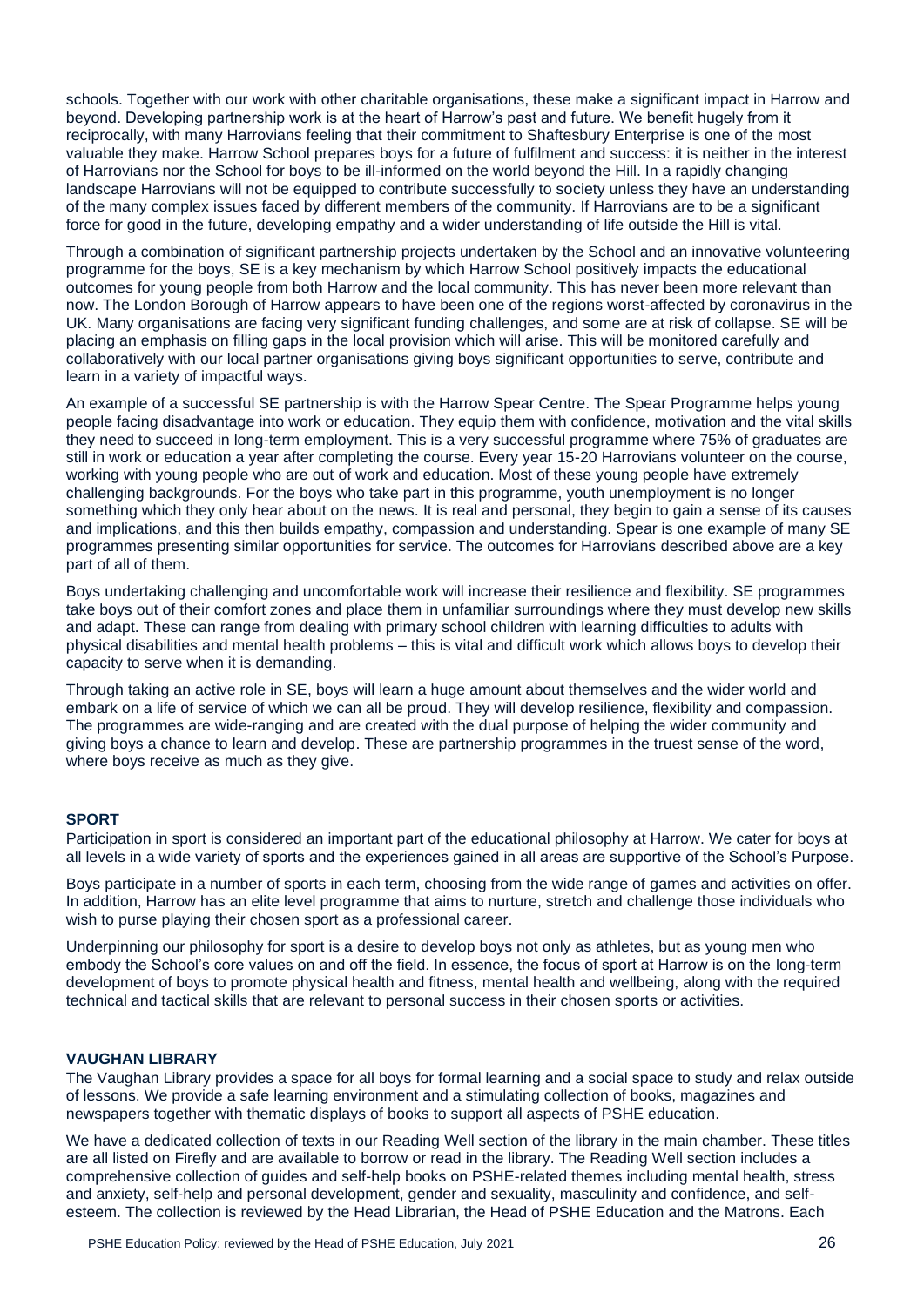schools. Together with our work with other charitable organisations, these make a significant impact in Harrow and beyond. Developing partnership work is at the heart of Harrow's past and future. We benefit hugely from it reciprocally, with many Harrovians feeling that their commitment to Shaftesbury Enterprise is one of the most valuable they make. Harrow School prepares boys for a future of fulfilment and success: it is neither in the interest of Harrovians nor the School for boys to be ill-informed on the world beyond the Hill. In a rapidly changing landscape Harrovians will not be equipped to contribute successfully to society unless they have an understanding of the many complex issues faced by different members of the community. If Harrovians are to be a significant force for good in the future, developing empathy and a wider understanding of life outside the Hill is vital.

Through a combination of significant partnership projects undertaken by the School and an innovative volunteering programme for the boys, SE is a key mechanism by which Harrow School positively impacts the educational outcomes for young people from both Harrow and the local community. This has never been more relevant than now. The London Borough of Harrow appears to have been one of the regions worst-affected by coronavirus in the UK. Many organisations are facing very significant funding challenges, and some are at risk of collapse. SE will be placing an emphasis on filling gaps in the local provision which will arise. This will be monitored carefully and collaboratively with our local partner organisations giving boys significant opportunities to serve, contribute and learn in a variety of impactful ways.

An example of a successful SE partnership is with the Harrow Spear Centre. The Spear Programme helps young people facing disadvantage into work or education. They equip them with confidence, motivation and the vital skills they need to succeed in long-term employment. This is a very successful programme where 75% of graduates are still in work or education a year after completing the course. Every year 15-20 Harrovians volunteer on the course, working with young people who are out of work and education. Most of these young people have extremely challenging backgrounds. For the boys who take part in this programme, youth unemployment is no longer something which they only hear about on the news. It is real and personal, they begin to gain a sense of its causes and implications, and this then builds empathy, compassion and understanding. Spear is one example of many SE programmes presenting similar opportunities for service. The outcomes for Harrovians described above are a key part of all of them.

Boys undertaking challenging and uncomfortable work will increase their resilience and flexibility. SE programmes take boys out of their comfort zones and place them in unfamiliar surroundings where they must develop new skills and adapt. These can range from dealing with primary school children with learning difficulties to adults with physical disabilities and mental health problems – this is vital and difficult work which allows boys to develop their capacity to serve when it is demanding.

Through taking an active role in SE, boys will learn a huge amount about themselves and the wider world and embark on a life of service of which we can all be proud. They will develop resilience, flexibility and compassion. The programmes are wide-ranging and are created with the dual purpose of helping the wider community and giving boys a chance to learn and develop. These are partnership programmes in the truest sense of the word, where boys receive as much as they give.

**SPORT**

Participation in sport is considered an important part of the educational philosophy at Harrow. We cater for boys at all levels in a wide variety of sports and the experiences gained in all areas are supportive of the School's Purpose.

Boys participate in a number of sports in each term, choosing from the wide range of games and activities on offer. In addition, Harrow has an elite level programme that aims to nurture, stretch and challenge those individuals who wish to purse playing their chosen sport as a professional career.

Underpinning our philosophy for sport is a desire to develop boys not only as athletes, but as young men who embody the School's core values on and off the field. In essence, the focus of sport at Harrow is on the long-term development of boys to promote physical health and fitness, mental health and wellbeing, along with the required technical and tactical skills that are relevant to personal success in their chosen sports or activities.

**VAUGHAN LIBRARY**

The Vaughan Library provides a space for all boys for formal learning and a social space to study and relax outside of lessons. We provide a safe learning environment and a stimulating collection of books, magazines and newspapers together with thematic displays of books to support all aspects of PSHE education.

We have a dedicated collection of texts in our Reading Well section of the library in the main chamber. These titles are all listed on Firefly and are available to borrow or read in the library. The Reading Well section includes a comprehensive collection of guides and self-help books on PSHE-related themes including mental health, stress and anxiety, self-help and personal development, gender and sexuality, masculinity and confidence, and self-esteem. The collection is reviewed by the Head Librarian, the Head of PSHE Education and the Matrons. Each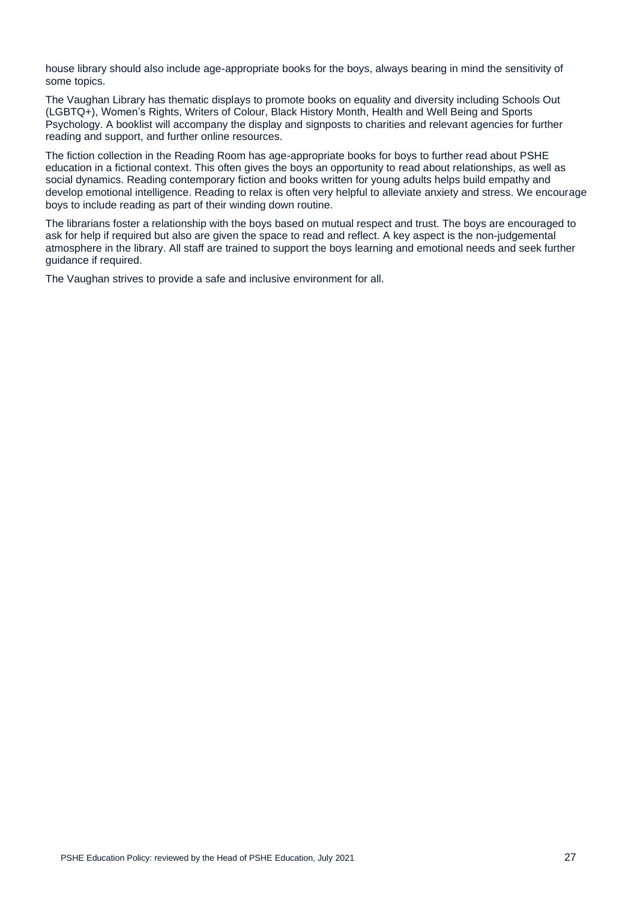house library should also include age-appropriate books for the boys, always bearing in mind the sensitivity of some topics.

The Vaughan Library has thematic displays to promote books on equality and diversity including Schools Out (LGBTQ+), Women's Rights, Writers of Colour, Black History Month, Health and Well Being and Sports Psychology. A booklist will accompany the display and signposts to charities and relevant agencies for further reading and support, and further online resources.

The fiction collection in the Reading Room has age-appropriate books for boys to further read about PSHE education in a fictional context. This often gives the boys an opportunity to read about relationships, as well as social dynamics. Reading contemporary fiction and books written for young adults helps build empathy and develop emotional intelligence. Reading to relax is often very helpful to alleviate anxiety and stress. We encourage boys to include reading as part of their winding down routine.

The librarians foster a relationship with the boys based on mutual respect and trust. The boys are encouraged to ask for help if required but also are given the space to read and reflect. A key aspect is the non-judgemental atmosphere in the library. All staff are trained to support the boys learning and emotional needs and seek further guidance if required.

The Vaughan strives to provide a safe and inclusive environment for all.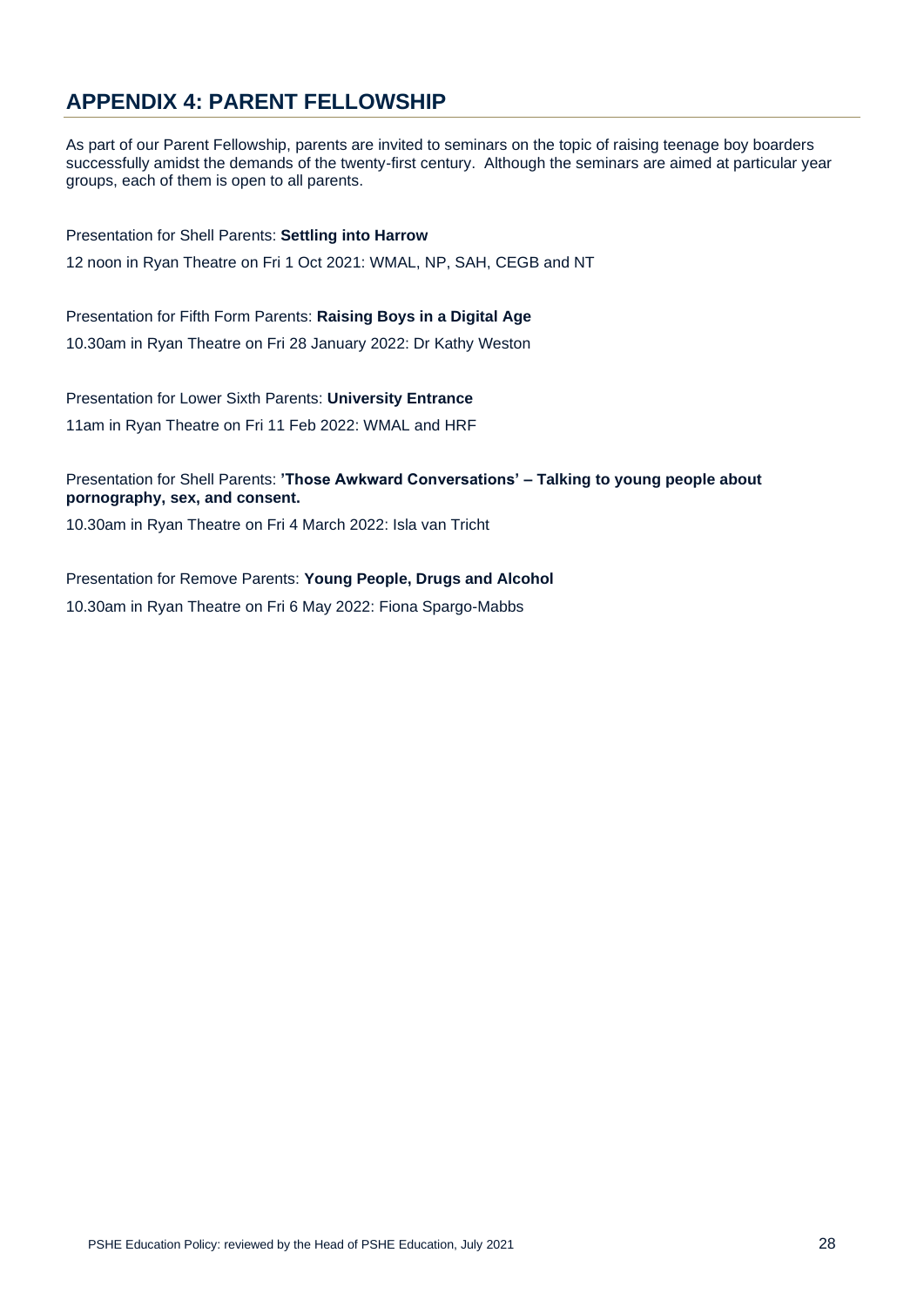## APPENDIX 4: PARENT FELLOWSHIP

As part of our Parent Fellowship, parents are invited to seminars on the topic of raising teenage boy boarders successfully amidst the demands of the twenty-first century. Although the seminars are aimed at particular year groups, each of them is open to all parents.

Presentation for Shell Parents: **Settling into Harrow**

12 noon in Ryan Theatre on Fri 1 Oct 2021: WMAL, NP, SAH, CEGB and NT

Presentation for Fifth Form Parents: **Raising Boys in a Digital Age**

10.30am in Ryan Theatre on Fri 28 January 2022: Dr Kathy Weston

Presentation for Lower Sixth Parents: **University Entrance**

11am in Ryan Theatre on Fri 11 Feb 2022: WMAL and HRF

Presentation for Shell Parents: **'Those Awkward Conversations' – Talking to young people about pornography, sex, and consent.**

10.30am in Ryan Theatre on Fri 4 March 2022: Isla van Tricht

Presentation for Remove Parents: **Young People, Drugs and Alcohol**

10.30am in Ryan Theatre on Fri 6 May 2022: Fiona Spargo-Mabbs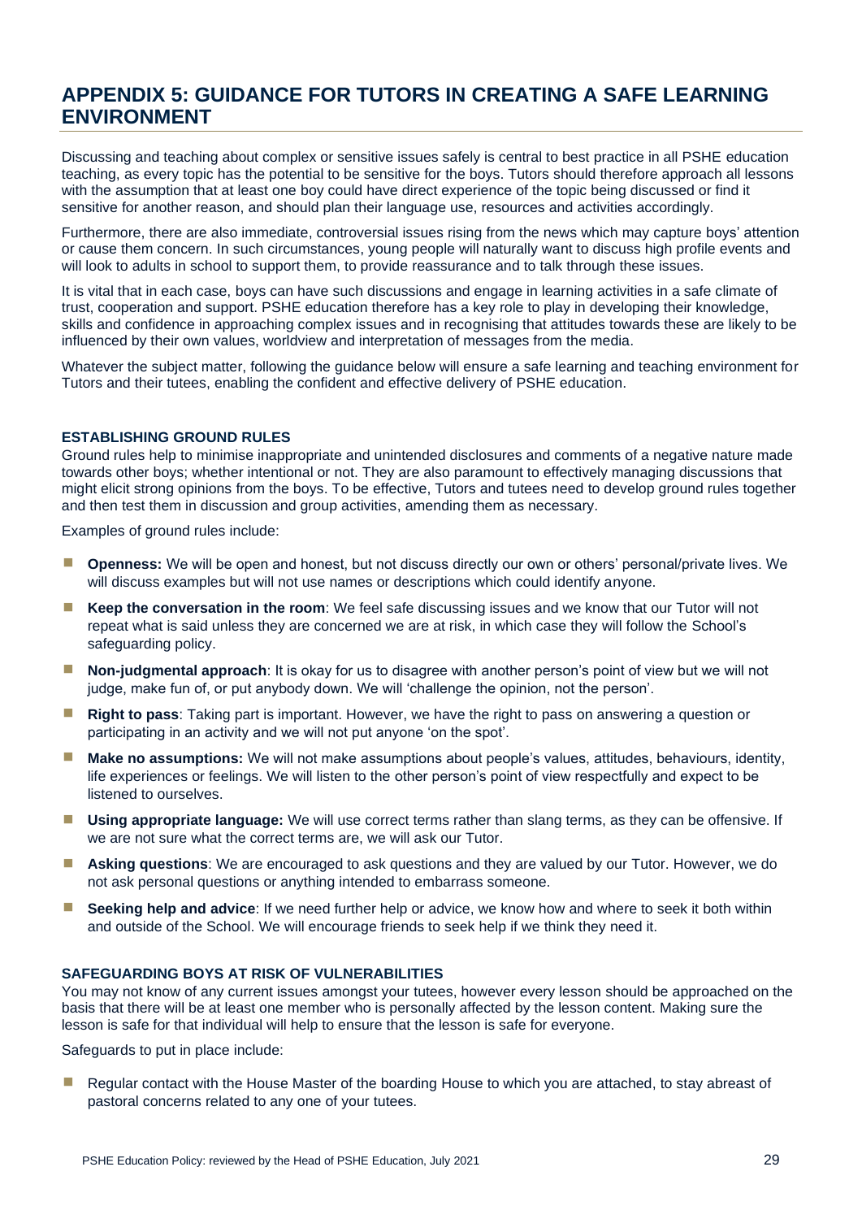## APPENDIX 5: GUIDANCE FOR TUTORS IN CREATING A SAFE LEARNING ENVIRONMENT

Discussing and teaching about complex or sensitive issues safely is central to best practice in all PSHE education teaching, as every topic has the potential to be sensitive for the boys. Tutors should therefore approach all lessons with the assumption that at least one boy could have direct experience of the topic being discussed or find it sensitive for another reason, and should plan their language use, resources and activities accordingly.

Furthermore, there are also immediate, controversial issues rising from the news which may capture boys' attention or cause them concern. In such circumstances, young people will naturally want to discuss high profile events and will look to adults in school to support them, to provide reassurance and to talk through these issues.

It is vital that in each case, boys can have such discussions and engage in learning activities in a safe climate of trust, cooperation and support. PSHE education therefore has a key role to play in developing their knowledge, skills and confidence in approaching complex issues and in recognising that attitudes towards these are likely to be influenced by their own values, worldview and interpretation of messages from the media.

Whatever the subject matter, following the guidance below will ensure a safe learning and teaching environment for Tutors and their tutees, enabling the confident and effective delivery of PSHE education.

#### ESTABLISHING GROUND RULES

Ground rules help to minimise inappropriate and unintended disclosures and comments of a negative nature made towards other boys; whether intentional or not. They are also paramount to effectively managing discussions that might elicit strong opinions from the boys. To be effective, Tutors and tutees need to develop ground rules together and then test them in discussion and group activities, amending them as necessary.

Examples of ground rules include:

- **Openness:** We will be open and honest, but not discuss directly our own or others' personal/private lives. We will discuss examples but will not use names or descriptions which could identify anyone.
- **Keep the conversation in the room**: We feel safe discussing issues and we know that our Tutor will not repeat what is said unless they are concerned we are at risk, in which case they will follow the School's safeguarding policy.
- **Non-judgmental approach**: It is okay for us to disagree with another person's point of view but we will not judge, make fun of, or put anybody down. We will 'challenge the opinion, not the person'.
- **Right to pass**: Taking part is important. However, we have the right to pass on answering a question or participating in an activity and we will not put anyone 'on the spot'.
- **Make no assumptions:** We will not make assumptions about people's values, attitudes, behaviours, identity, life experiences or feelings. We will listen to the other person's point of view respectfully and expect to be listened to ourselves.
- **Using appropriate language:** We will use correct terms rather than slang terms, as they can be offensive. If we are not sure what the correct terms are, we will ask our Tutor.
- **Asking questions**: We are encouraged to ask questions and they are valued by our Tutor. However, we do not ask personal questions or anything intended to embarrass someone.
- **Seeking help and advice**: If we need further help or advice, we know how and where to seek it both within and outside of the School. We will encourage friends to seek help if we think they need it.

#### SAFEGUARDING BOYS AT RISK OF VULNERABILITIES

You may not know of any current issues amongst your tutees, however every lesson should be approached on the basis that there will be at least one member who is personally affected by the lesson content. Making sure the lesson is safe for that individual will help to ensure that the lesson is safe for everyone.

Safeguards to put in place include:

- Regular contact with the House Master of the boarding House to which you are attached, to stay abreast of pastoral concerns related to any one of your tutees.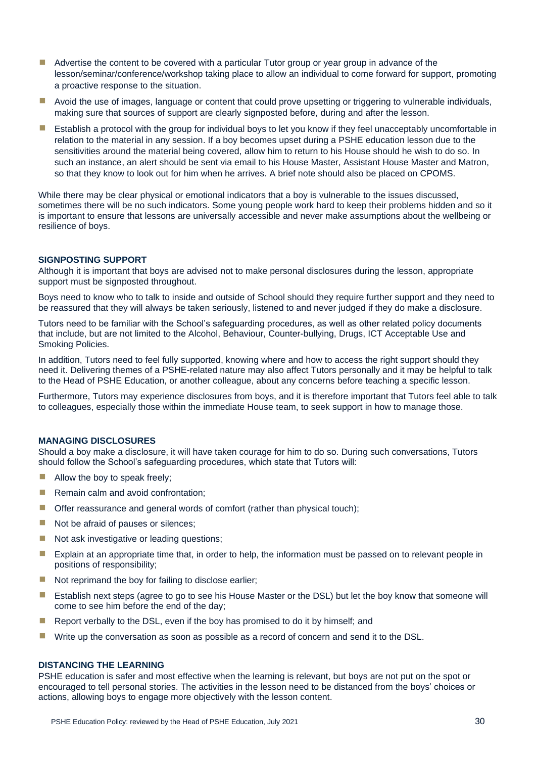- Advertise the content to be covered with a particular Tutor group or year group in advance of the lesson/seminar/conference/workshop taking place to allow an individual to come forward for support, promoting a proactive response to the situation.
- Avoid the use of images, language or content that could prove upsetting or triggering to vulnerable individuals, making sure that sources of support are clearly signposted before, during and after the lesson.
- Establish a protocol with the group for individual boys to let you know if they feel unacceptably uncomfortable in relation to the material in any session. If a boy becomes upset during a PSHE education lesson due to the sensitivities around the material being covered, allow him to return to his House should he wish to do so. In such an instance, an alert should be sent via email to his House Master, Assistant House Master and Matron, so that they know to look out for him when he arrives. A brief note should also be placed on CPOMS.

While there may be clear physical or emotional indicators that a boy is vulnerable to the issues discussed, sometimes there will be no such indicators. Some young people work hard to keep their problems hidden and so it is important to ensure that lessons are universally accessible and never make assumptions about the wellbeing or resilience of boys.

**SIGNPOSTING SUPPORT**

Although it is important that boys are advised not to make personal disclosures during the lesson, appropriate support must be signposted throughout.

Boys need to know who to talk to inside and outside of School should they require further support and they need to be reassured that they will always be taken seriously, listened to and never judged if they do make a disclosure.

Tutors need to be familiar with the School's safeguarding procedures, as well as other related policy documents that include, but are not limited to the Alcohol, Behaviour, Counter-bullying, Drugs, ICT Acceptable Use and Smoking Policies.

In addition, Tutors need to feel fully supported, knowing where and how to access the right support should they need it. Delivering themes of a PSHE-related nature may also affect Tutors personally and it may be helpful to talk to the Head of PSHE Education, or another colleague, about any concerns before teaching a specific lesson.

Furthermore, Tutors may experience disclosures from boys, and it is therefore important that Tutors feel able to talk to colleagues, especially those within the immediate House team, to seek support in how to manage those.

**MANAGING DISCLOSURES**

Should a boy make a disclosure, it will have taken courage for him to do so. During such conversations, Tutors should follow the School's safeguarding procedures, which state that Tutors will:

- Allow the boy to speak freely;
- Remain calm and avoid confrontation;
- Offer reassurance and general words of comfort (rather than physical touch);
- Not be afraid of pauses or silences;
- Not ask investigative or leading questions;
- Explain at an appropriate time that, in order to help, the information must be passed on to relevant people in positions of responsibility;
- Not reprimand the boy for failing to disclose earlier;
- Establish next steps (agree to go to see his House Master or the DSL) but let the boy know that someone will come to see him before the end of the day;
- Report verbally to the DSL, even if the boy has promised to do it by himself; and
- Write up the conversation as soon as possible as a record of concern and send it to the DSL.

**DISTANCING THE LEARNING**

PSHE education is safer and most effective when the learning is relevant, but boys are not put on the spot or encouraged to tell personal stories. The activities in the lesson need to be distanced from the boys' choices or actions, allowing boys to engage more objectively with the lesson content.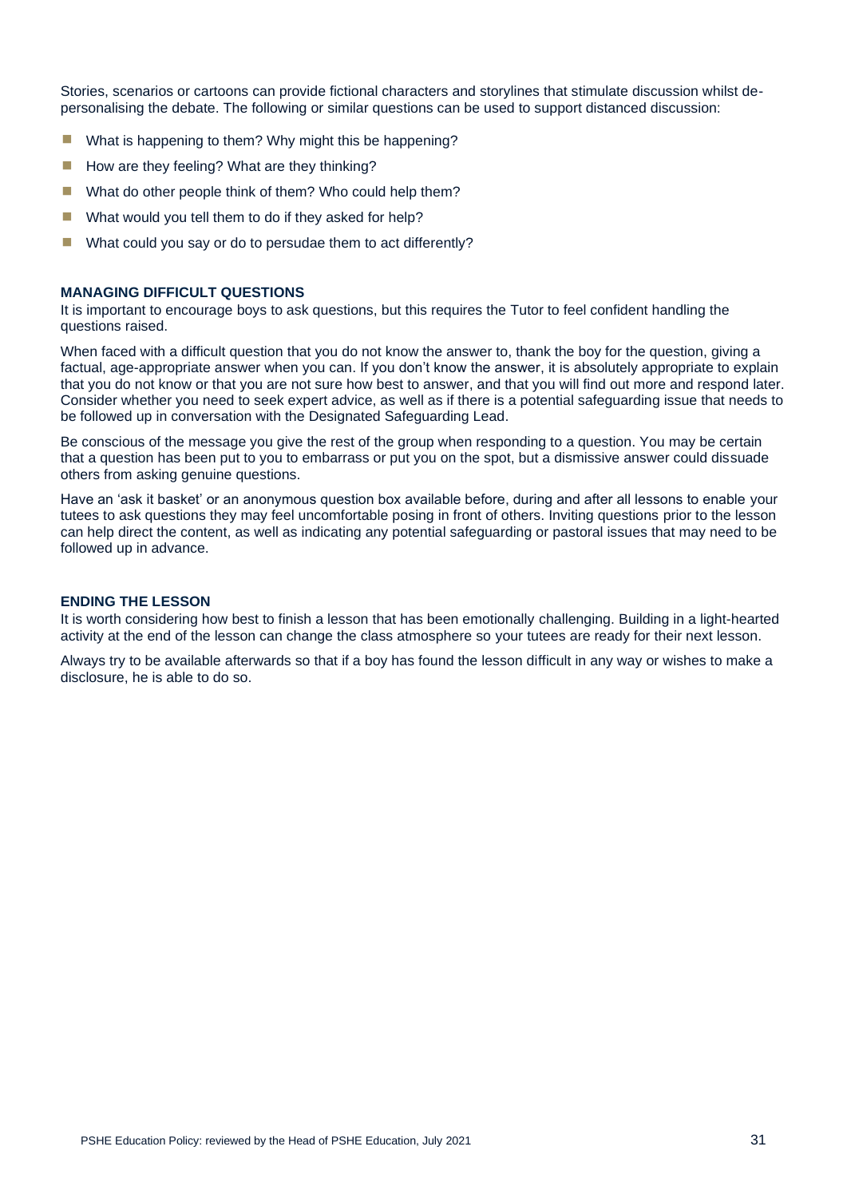Stories, scenarios or cartoons can provide fictional characters and storylines that stimulate discussion whilst de-personalising the debate. The following or similar questions can be used to support distanced discussion:

- What is happening to them? Why might this be happening?
- How are they feeling? What are they thinking?
- What do other people think of them? Who could help them?
- What would you tell them to do if they asked for help?
- What could you say or do to persudae them to act differently?

**MANAGING DIFFICULT QUESTIONS**

It is important to encourage boys to ask questions, but this requires the Tutor to feel confident handling the questions raised.

When faced with a difficult question that you do not know the answer to, thank the boy for the question, giving a factual, age-appropriate answer when you can. If you don't know the answer, it is absolutely appropriate to explain that you do not know or that you are not sure how best to answer, and that you will find out more and respond later. Consider whether you need to seek expert advice, as well as if there is a potential safeguarding issue that needs to be followed up in conversation with the Designated Safeguarding Lead.

Be conscious of the message you give the rest of the group when responding to a question. You may be certain that a question has been put to you to embarrass or put you on the spot, but a dismissive answer could dissuade others from asking genuine questions.

Have an 'ask it basket' or an anonymous question box available before, during and after all lessons to enable your tutees to ask questions they may feel uncomfortable posing in front of others. Inviting questions prior to the lesson can help direct the content, as well as indicating any potential safeguarding or pastoral issues that may need to be followed up in advance.

**ENDING THE LESSON**

It is worth considering how best to finish a lesson that has been emotionally challenging. Building in a light-hearted activity at the end of the lesson can change the class atmosphere so your tutees are ready for their next lesson.

Always try to be available afterwards so that if a boy has found the lesson difficult in any way or wishes to make a disclosure, he is able to do so.